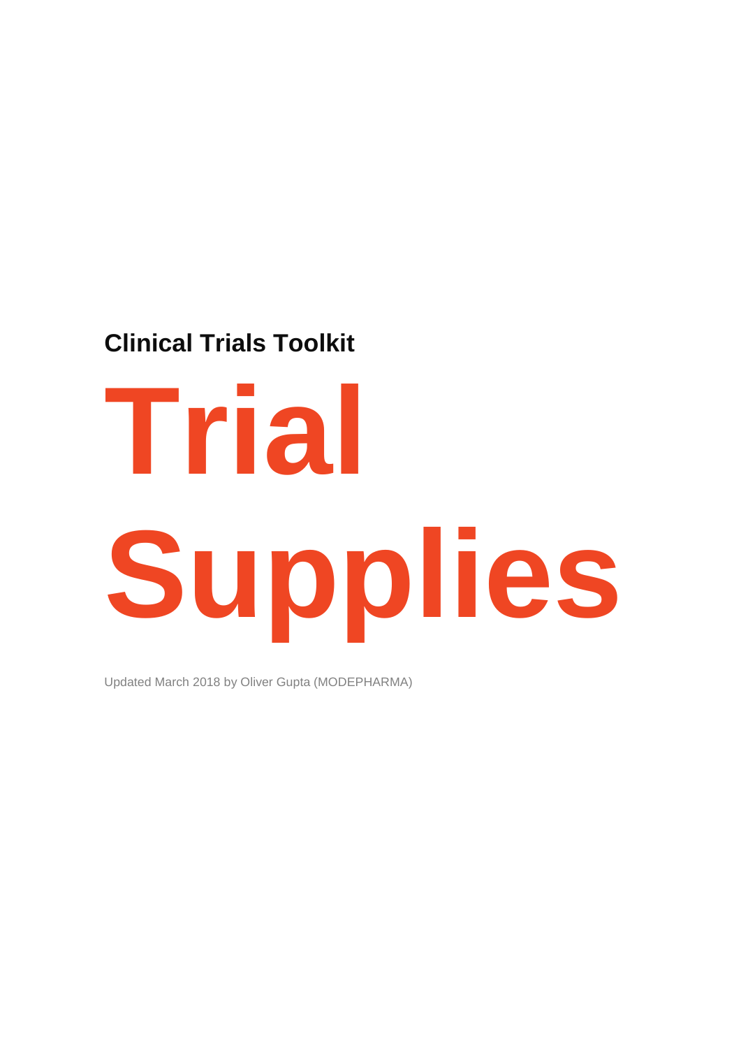**Clinical Trials Toolkit**

# Trial Supplies

Updated March 2018 by Oliver Gupta (MODEPHARMA)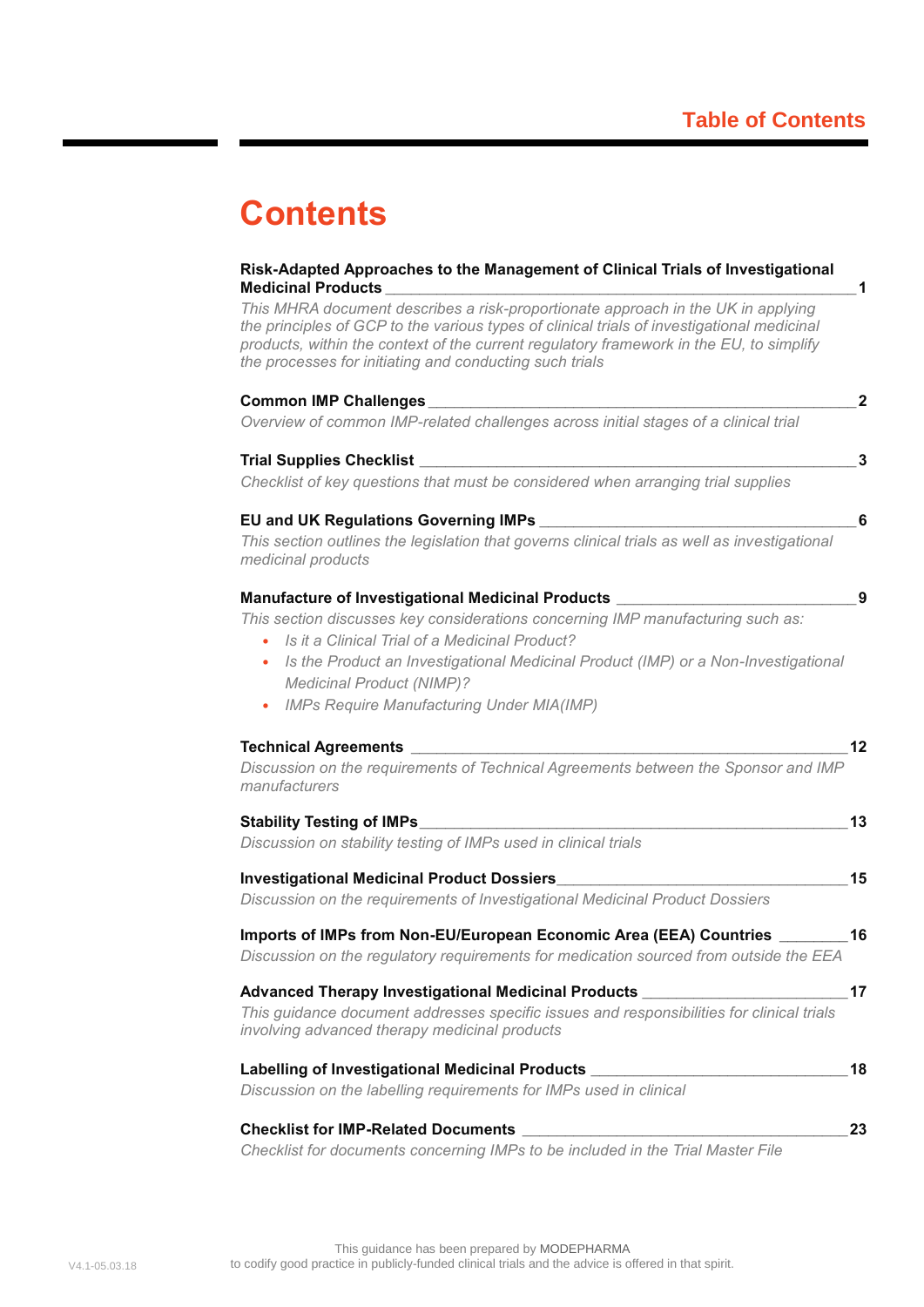# Contents

**Risk-Adapted Approaches to the Management of Clinical Trials of Investigational Medicinal Products** 1

*This MHRA document describes a risk-proportionate approach in the UK in applying the principles of GCP to the various types of clinical trials of investigational medicinal products, within the context of the current regulatory framework in the EU, to simplify the processes for initiating and conducting such trials*

**Common IMP Challenges** 2

*Overview of common IMP-related challenges across initial stages of a clinical trial*

**Trial Supplies Checklist** 3

*Checklist of key questions that must be considered when arranging trial supplies*

**EU and UK Regulations Governing IMPs** 6

*This section outlines the legislation that governs clinical trials as well as investigational medicinal products*

**Manufacture of Investigational Medicinal Products** 9

*This section discusses key considerations concerning IMP manufacturing such as:*

- *Is it a Clinical Trial of a Medicinal Product?*
- *Is the Product an Investigational Medicinal Product (IMP) or a Non-Investigational Medicinal Product (NIMP)?*
- *IMPs Require Manufacturing Under MIA(IMP)*

**Technical Agreements** 12

*Discussion on the requirements of Technical Agreements between the Sponsor and IMP manufacturers*

**Stability Testing of IMPs** 13

*Discussion on stability testing of IMPs used in clinical trials*

**Investigational Medicinal Product Dossiers** 15

*Discussion on the requirements of Investigational Medicinal Product Dossiers*

**Imports of IMPs from Non-EU/European Economic Area (EEA) Countries** 16

*Discussion on the regulatory requirements for medication sourced from outside the EEA*

**Advanced Therapy Investigational Medicinal Products** 17

*This guidance document addresses specific issues and responsibilities for clinical trials involving advanced therapy medicinal products*

**Labelling of Investigational Medicinal Products** 18

*Discussion on the labelling requirements for IMPs used in clinical*

**Checklist for IMP-Related Documents** 23

*Checklist for documents concerning IMPs to be included in the Trial Master File*

This guidance has been prepared by MODEPHARMA to codify good practice in publicly-funded clinical trials and the advice is offered in that spirit.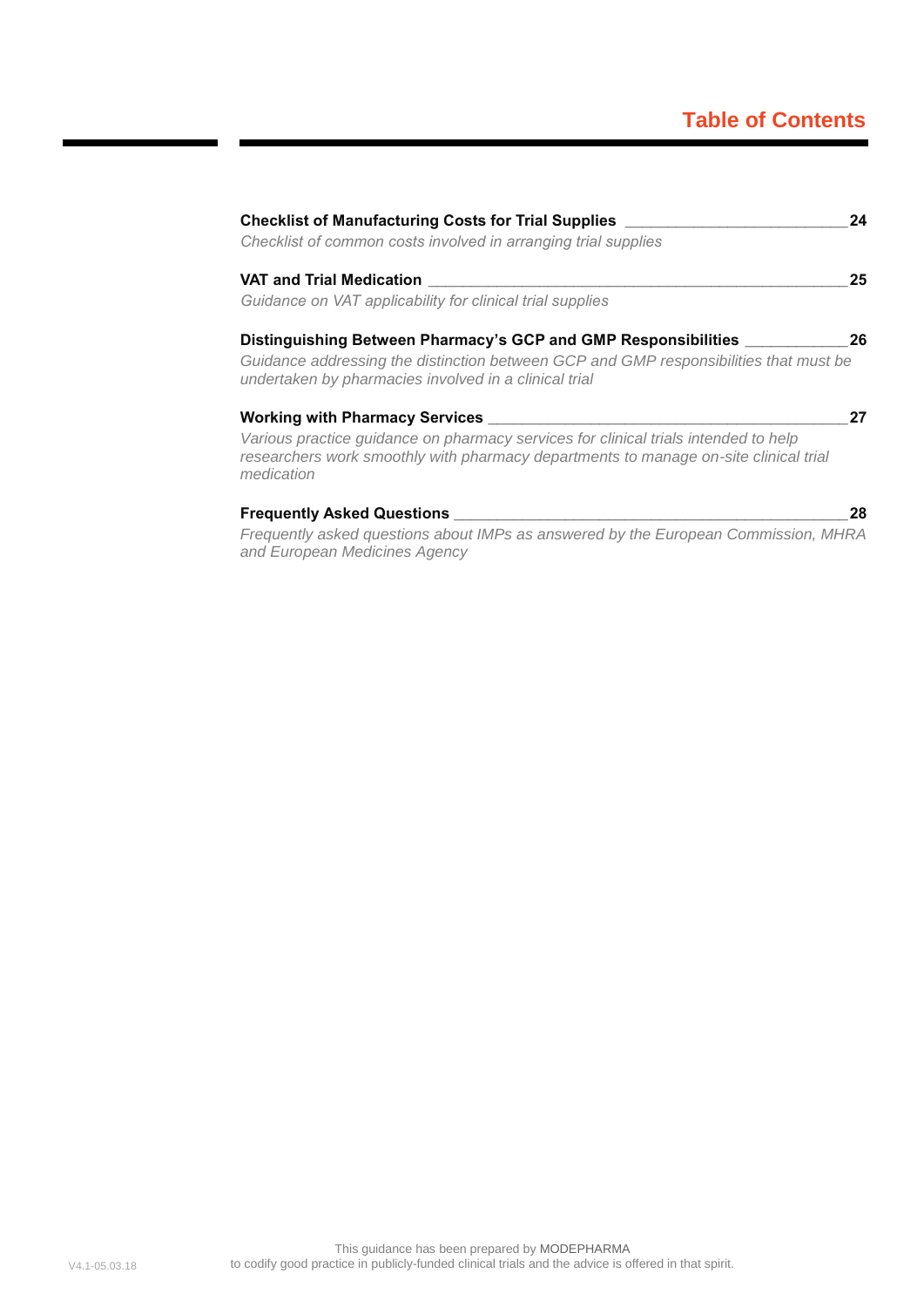## Table of Contents

**Checklist of Manufacturing Costs for Trial Supplies** ____________________ **24**
*Checklist of common costs involved in arranging trial supplies*

**VAT and Trial Medication** ____________________ **25**
*Guidance on VAT applicability for clinical trial supplies*

**Distinguishing Between Pharmacy's GCP and GMP Responsibilities** ____________________ **26**
*Guidance addressing the distinction between GCP and GMP responsibilities that must be undertaken by pharmacies involved in a clinical trial*

**Working with Pharmacy Services** ____________________ **27**
*Various practice guidance on pharmacy services for clinical trials intended to help researchers work smoothly with pharmacy departments to manage on-site clinical trial medication*

**Frequently Asked Questions** ____________________ **28**
*Frequently asked questions about IMPs as answered by the European Commission, MHRA and European Medicines Agency*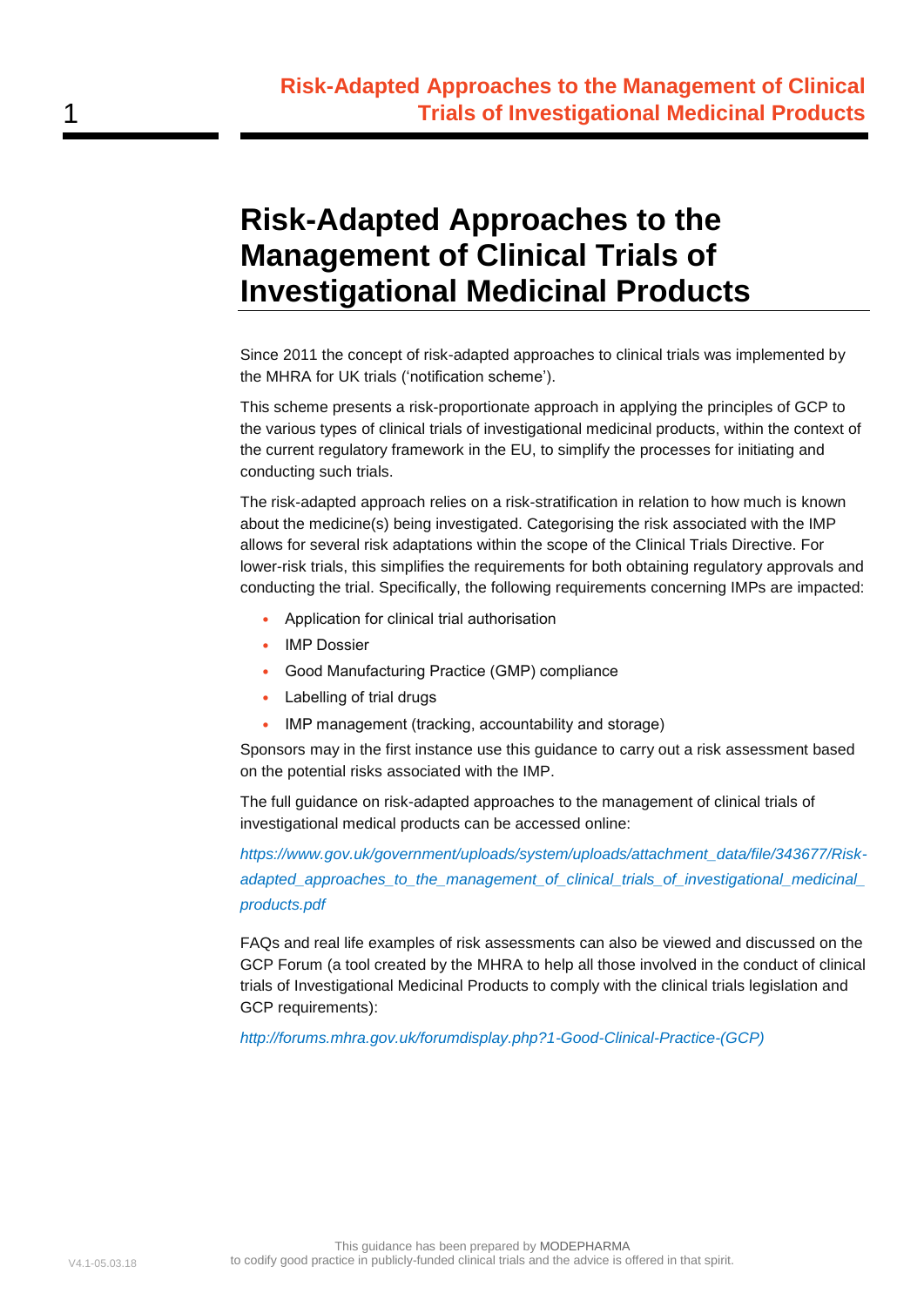# Risk-Adapted Approaches to the Management of Clinical Trials of Investigational Medicinal Products

Since 2011 the concept of risk-adapted approaches to clinical trials was implemented by the MHRA for UK trials ('notification scheme').

This scheme presents a risk-proportionate approach in applying the principles of GCP to the various types of clinical trials of investigational medicinal products, within the context of the current regulatory framework in the EU, to simplify the processes for initiating and conducting such trials.

The risk-adapted approach relies on a risk-stratification in relation to how much is known about the medicine(s) being investigated. Categorising the risk associated with the IMP allows for several risk adaptations within the scope of the Clinical Trials Directive. For lower-risk trials, this simplifies the requirements for both obtaining regulatory approvals and conducting the trial. Specifically, the following requirements concerning IMPs are impacted:

- Application for clinical trial authorisation
- IMP Dossier
- Good Manufacturing Practice (GMP) compliance
- Labelling of trial drugs
- IMP management (tracking, accountability and storage)

Sponsors may in the first instance use this guidance to carry out a risk assessment based on the potential risks associated with the IMP.

The full guidance on risk-adapted approaches to the management of clinical trials of investigational medical products can be accessed online:

*https://www.gov.uk/government/uploads/system/uploads/attachment_data/file/343677/Risk-adapted_approaches_to_the_management_of_clinical_trials_of_investigational_medicinal_products.pdf*

FAQs and real life examples of risk assessments can also be viewed and discussed on the GCP Forum (a tool created by the MHRA to help all those involved in the conduct of clinical trials of Investigational Medicinal Products to comply with the clinical trials legislation and GCP requirements):

*http://forums.mhra.gov.uk/forumdisplay.php?1-Good-Clinical-Practice-(GCP)*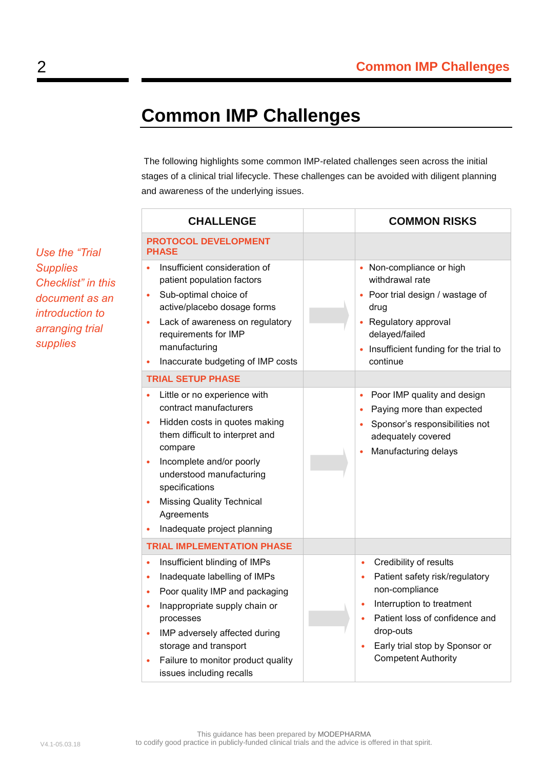# Common IMP Challenges

The following highlights some common IMP-related challenges seen across the initial stages of a clinical trial lifecycle. These challenges can be avoided with diligent planning and awareness of the underlying issues.

*Use the "Trial Supplies Checklist" in this document as an introduction to arranging trial supplies*

| CHALLENGE | | COMMON RISKS |
|---|---|---|
| **PROTOCOL DEVELOPMENT PHASE** | | |
| • Insufficient consideration of patient population factors<br>• Sub-optimal choice of active/placebo dosage forms<br>• Lack of awareness on regulatory requirements for IMP manufacturing<br>• Inaccurate budgeting of IMP costs | → | • Non-compliance or high withdrawal rate<br>• Poor trial design / wastage of drug<br>• Regulatory approval delayed/failed<br>• Insufficient funding for the trial to continue |
| **TRIAL SETUP PHASE** | | |
| • Little or no experience with contract manufacturers<br>• Hidden costs in quotes making them difficult to interpret and compare<br>• Incomplete and/or poorly understood manufacturing specifications<br>• Missing Quality Technical Agreements<br>• Inadequate project planning | → | • Poor IMP quality and design<br>• Paying more than expected<br>• Sponsor's responsibilities not adequately covered<br>• Manufacturing delays |
| **TRIAL IMPLEMENTATION PHASE** | | |
| • Insufficient blinding of IMPs<br>• Inadequate labelling of IMPs<br>• Poor quality IMP and packaging<br>• Inappropriate supply chain or processes<br>• IMP adversely affected during storage and transport<br>• Failure to monitor product quality issues including recalls | → | • Credibility of results<br>• Patient safety risk/regulatory non-compliance<br>• Interruption to treatment<br>• Patient loss of confidence and drop-outs<br>• Early trial stop by Sponsor or Competent Authority |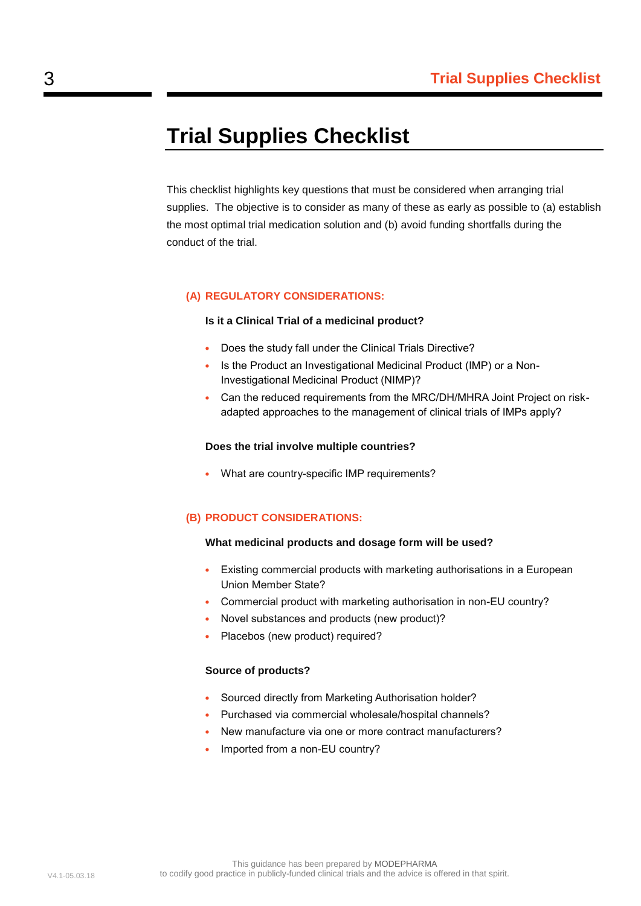# Trial Supplies Checklist

This checklist highlights key questions that must be considered when arranging trial supplies. The objective is to consider as many of these as early as possible to (a) establish the most optimal trial medication solution and (b) avoid funding shortfalls during the conduct of the trial.

## (A) REGULATORY CONSIDERATIONS:

**Is it a Clinical Trial of a medicinal product?**

- Does the study fall under the Clinical Trials Directive?
- Is the Product an Investigational Medicinal Product (IMP) or a Non-Investigational Medicinal Product (NIMP)?
- Can the reduced requirements from the MRC/DH/MHRA Joint Project on risk-adapted approaches to the management of clinical trials of IMPs apply?

**Does the trial involve multiple countries?**

- What are country-specific IMP requirements?

## (B) PRODUCT CONSIDERATIONS:

**What medicinal products and dosage form will be used?**

- Existing commercial products with marketing authorisations in a European Union Member State?
- Commercial product with marketing authorisation in non-EU country?
- Novel substances and products (new product)?
- Placebos (new product) required?

**Source of products?**

- Sourced directly from Marketing Authorisation holder?
- Purchased via commercial wholesale/hospital channels?
- New manufacture via one or more contract manufacturers?
- Imported from a non-EU country?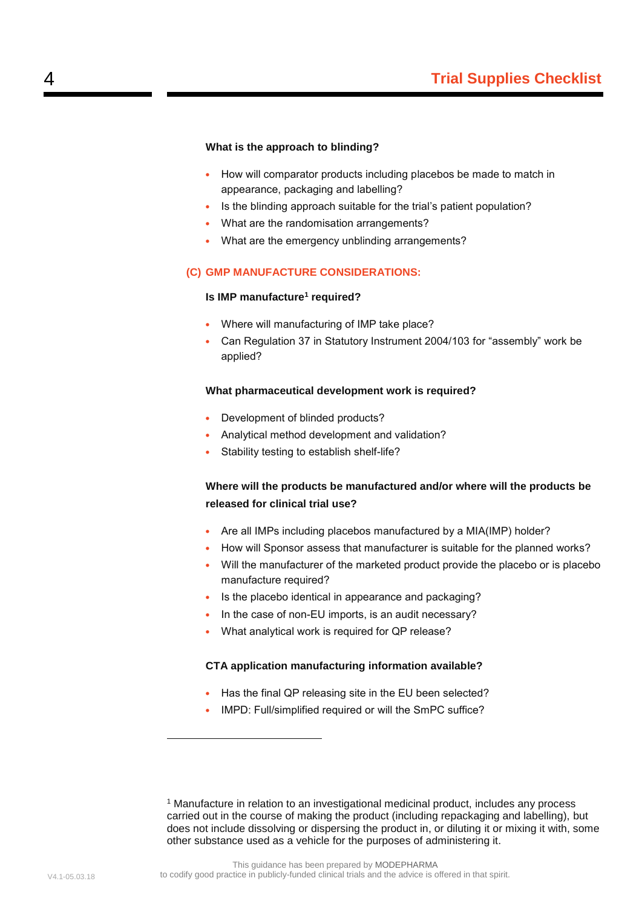**What is the approach to blinding?**

- How will comparator products including placebos be made to match in appearance, packaging and labelling?
- Is the blinding approach suitable for the trial's patient population?
- What are the randomisation arrangements?
- What are the emergency unblinding arrangements?

## (C) GMP MANUFACTURE CONSIDERATIONS:

**Is IMP manufacture[1] required?**

- Where will manufacturing of IMP take place?
- Can Regulation 37 in Statutory Instrument 2004/103 for "assembly" work be applied?

**What pharmaceutical development work is required?**

- Development of blinded products?
- Analytical method development and validation?
- Stability testing to establish shelf-life?

**Where will the products be manufactured and/or where will the products be released for clinical trial use?**

- Are all IMPs including placebos manufactured by a MIA(IMP) holder?
- How will Sponsor assess that manufacturer is suitable for the planned works?
- Will the manufacturer of the marketed product provide the placebo or is placebo manufacture required?
- Is the placebo identical in appearance and packaging?
- In the case of non-EU imports, is an audit necessary?
- What analytical work is required for QP release?

**CTA application manufacturing information available?**

- Has the final QP releasing site in the EU been selected?
- IMPD: Full/simplified required or will the SmPC suffice?

---

[1] Manufacture in relation to an investigational medicinal product, includes any process carried out in the course of making the product (including repackaging and labelling), but does not include dissolving or dispersing the product in, or diluting it or mixing it with, some other substance used as a vehicle for the purposes of administering it.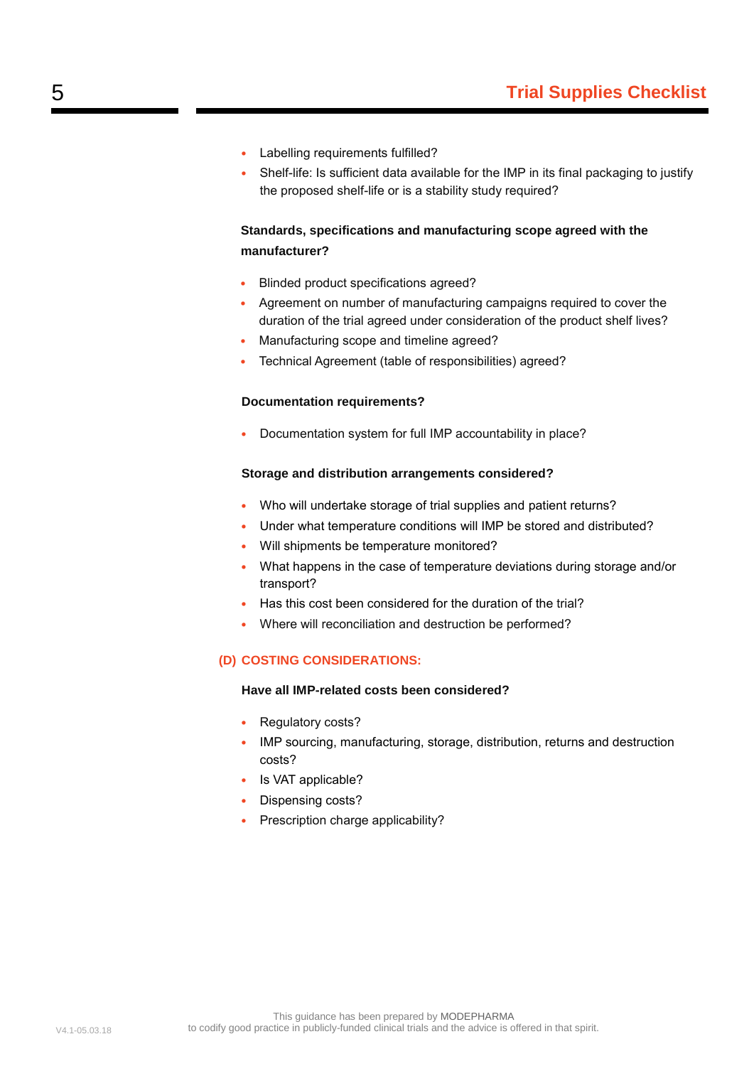- Labelling requirements fulfilled?
- Shelf-life: Is sufficient data available for the IMP in its final packaging to justify the proposed shelf-life or is a stability study required?

**Standards, specifications and manufacturing scope agreed with the manufacturer?**

- Blinded product specifications agreed?
- Agreement on number of manufacturing campaigns required to cover the duration of the trial agreed under consideration of the product shelf lives?
- Manufacturing scope and timeline agreed?
- Technical Agreement (table of responsibilities) agreed?

**Documentation requirements?**

- Documentation system for full IMP accountability in place?

**Storage and distribution arrangements considered?**

- Who will undertake storage of trial supplies and patient returns?
- Under what temperature conditions will IMP be stored and distributed?
- Will shipments be temperature monitored?
- What happens in the case of temperature deviations during storage and/or transport?
- Has this cost been considered for the duration of the trial?
- Where will reconciliation and destruction be performed?

## (D) COSTING CONSIDERATIONS:

**Have all IMP-related costs been considered?**

- Regulatory costs?
- IMP sourcing, manufacturing, storage, distribution, returns and destruction costs?
- Is VAT applicable?
- Dispensing costs?
- Prescription charge applicability?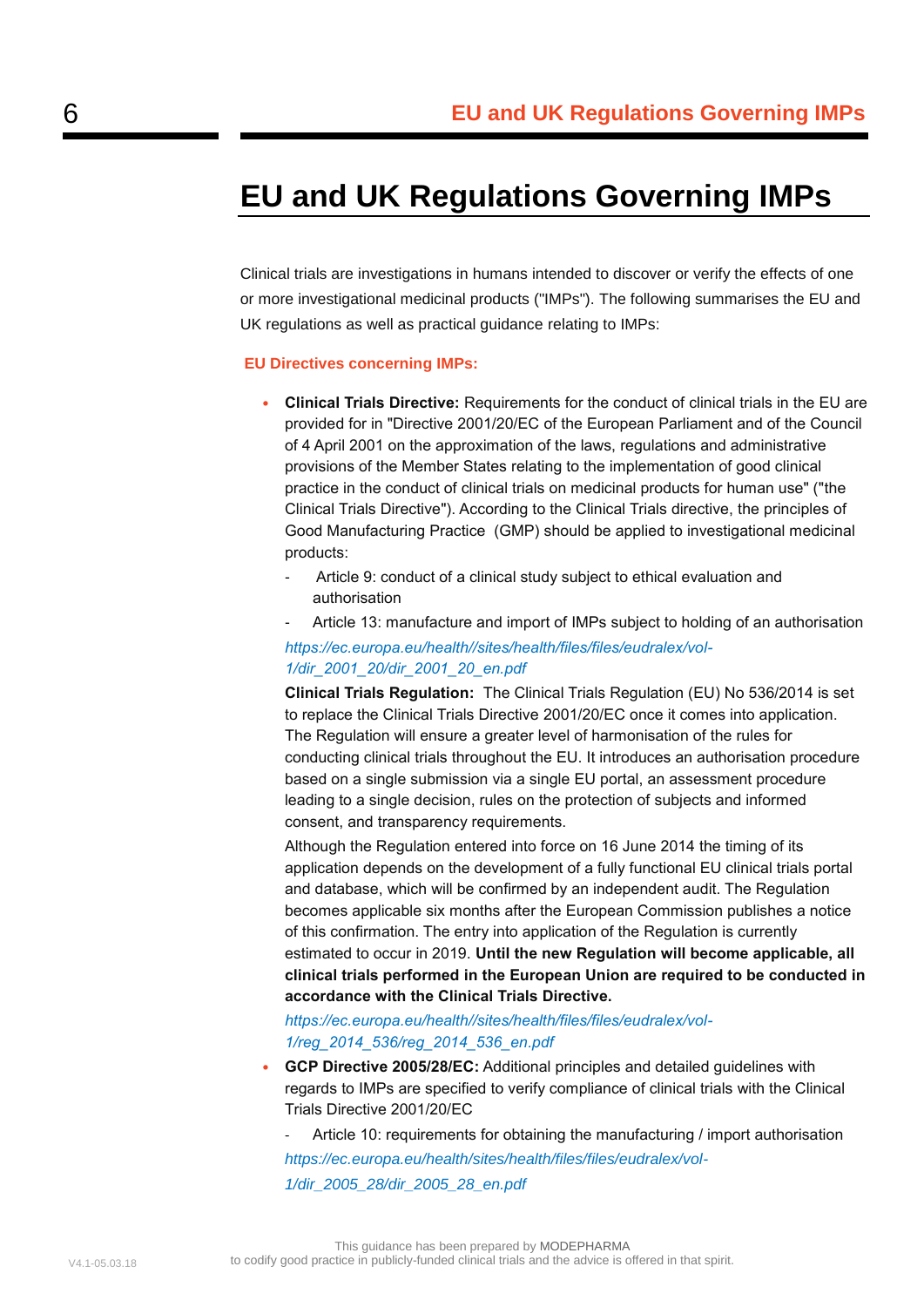# EU and UK Regulations Governing IMPs

Clinical trials are investigations in humans intended to discover or verify the effects of one or more investigational medicinal products ("IMPs"). The following summarises the EU and UK regulations as well as practical guidance relating to IMPs:

**EU Directives concerning IMPs:**

- **Clinical Trials Directive:** Requirements for the conduct of clinical trials in the EU are provided for in "Directive 2001/20/EC of the European Parliament and of the Council of 4 April 2001 on the approximation of the laws, regulations and administrative provisions of the Member States relating to the implementation of good clinical practice in the conduct of clinical trials on medicinal products for human use" ("the Clinical Trials Directive"). According to the Clinical Trials directive, the principles of Good Manufacturing Practice (GMP) should be applied to investigational medicinal products:
  - Article 9: conduct of a clinical study subject to ethical evaluation and authorisation
  - Article 13: manufacture and import of IMPs subject to holding of an authorisation

  *https://ec.europa.eu/health//sites/health/files/files/eudralex/vol-1/dir_2001_20/dir_2001_20_en.pdf*

  **Clinical Trials Regulation:** The Clinical Trials Regulation (EU) No 536/2014 is set to replace the Clinical Trials Directive 2001/20/EC once it comes into application. The Regulation will ensure a greater level of harmonisation of the rules for conducting clinical trials throughout the EU. It introduces an authorisation procedure based on a single submission via a single EU portal, an assessment procedure leading to a single decision, rules on the protection of subjects and informed consent, and transparency requirements.

  Although the Regulation entered into force on 16 June 2014 the timing of its application depends on the development of a fully functional EU clinical trials portal and database, which will be confirmed by an independent audit. The Regulation becomes applicable six months after the European Commission publishes a notice of this confirmation. The entry into application of the Regulation is currently estimated to occur in 2019. **Until the new Regulation will become applicable, all clinical trials performed in the European Union are required to be conducted in accordance with the Clinical Trials Directive.**

  *https://ec.europa.eu/health//sites/health/files/files/eudralex/vol-1/reg_2014_536/reg_2014_536_en.pdf*

- **GCP Directive 2005/28/EC:** Additional principles and detailed guidelines with regards to IMPs are specified to verify compliance of clinical trials with the Clinical Trials Directive 2001/20/EC
  - Article 10: requirements for obtaining the manufacturing / import authorisation

  *https://ec.europa.eu/health/sites/health/files/files/eudralex/vol-1/dir_2005_28/dir_2005_28_en.pdf*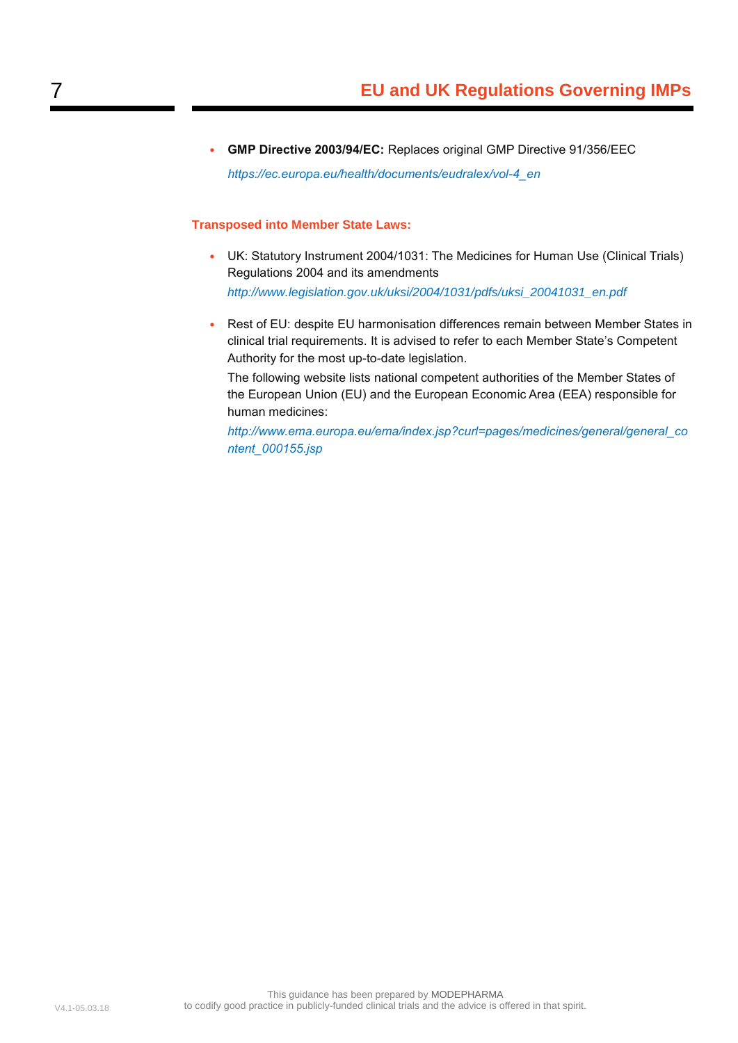- **GMP Directive 2003/94/EC:** Replaces original GMP Directive 91/356/EEC

  *https://ec.europa.eu/health/documents/eudralex/vol-4_en*

**Transposed into Member State Laws:**

- UK: Statutory Instrument 2004/1031: The Medicines for Human Use (Clinical Trials) Regulations 2004 and its amendments

  *http://www.legislation.gov.uk/uksi/2004/1031/pdfs/uksi_20041031_en.pdf*

- Rest of EU: despite EU harmonisation differences remain between Member States in clinical trial requirements. It is advised to refer to each Member State's Competent Authority for the most up-to-date legislation.

  The following website lists national competent authorities of the Member States of the European Union (EU) and the European Economic Area (EEA) responsible for human medicines:

  *http://www.ema.europa.eu/ema/index.jsp?curl=pages/medicines/general/general_content_000155.jsp*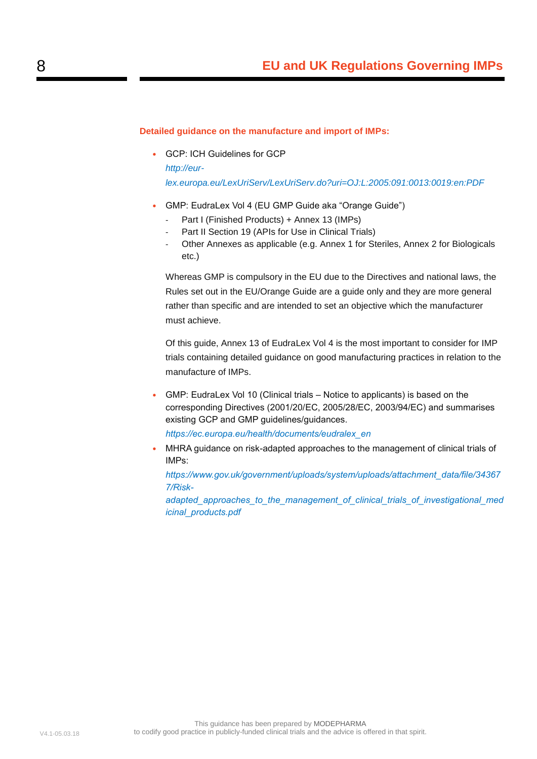#### Detailed guidance on the manufacture and import of IMPs:

- GCP: ICH Guidelines for GCP
  *http://eur-lex.europa.eu/LexUriServ/LexUriServ.do?uri=OJ:L:2005:091:0013:0019:en:PDF*

- GMP: EudraLex Vol 4 (EU GMP Guide aka "Orange Guide")
  - Part I (Finished Products) + Annex 13 (IMPs)
  - Part II Section 19 (APIs for Use in Clinical Trials)
  - Other Annexes as applicable (e.g. Annex 1 for Steriles, Annex 2 for Biologicals etc.)

  Whereas GMP is compulsory in the EU due to the Directives and national laws, the Rules set out in the EU/Orange Guide are a guide only and they are more general rather than specific and are intended to set an objective which the manufacturer must achieve.

  Of this guide, Annex 13 of EudraLex Vol 4 is the most important to consider for IMP trials containing detailed guidance on good manufacturing practices in relation to the manufacture of IMPs.

- GMP: EudraLex Vol 10 (Clinical trials – Notice to applicants) is based on the corresponding Directives (2001/20/EC, 2005/28/EC, 2003/94/EC) and summarises existing GCP and GMP guidelines/guidances.
  *https://ec.europa.eu/health/documents/eudralex_en*

- MHRA guidance on risk-adapted approaches to the management of clinical trials of IMPs:
  *https://www.gov.uk/government/uploads/system/uploads/attachment_data/file/343677/Risk-adapted_approaches_to_the_management_of_clinical_trials_of_investigational_medicinal_products.pdf*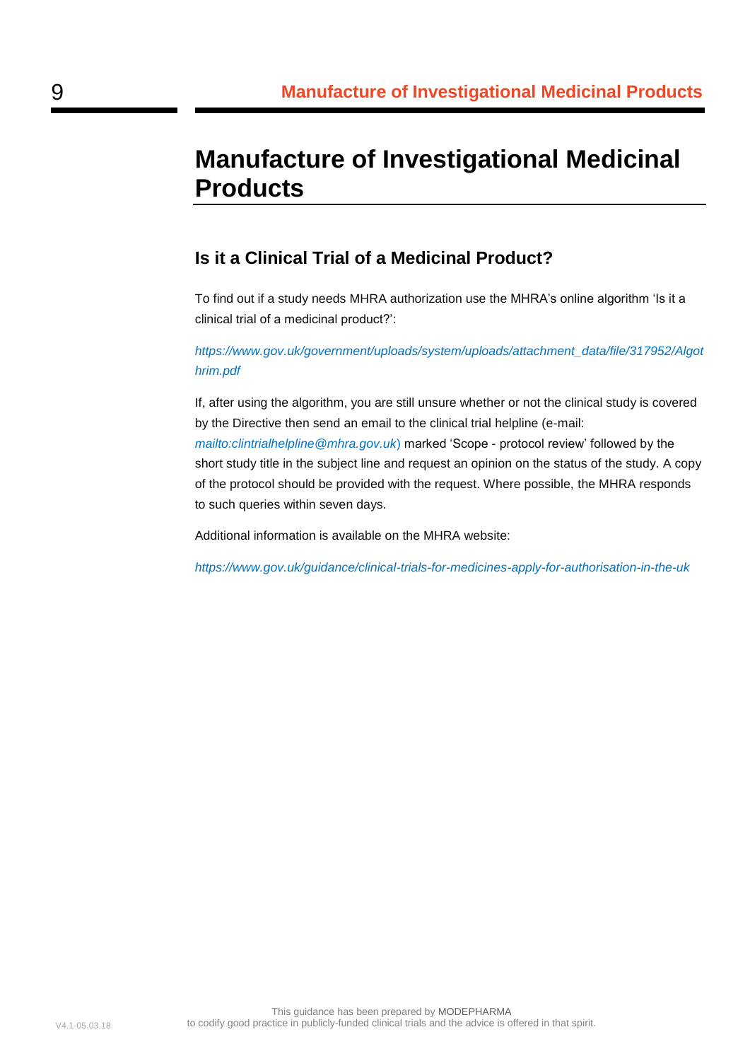# Manufacture of Investigational Medicinal Products

## Is it a Clinical Trial of a Medicinal Product?

To find out if a study needs MHRA authorization use the MHRA's online algorithm 'Is it a clinical trial of a medicinal product?':

*https://www.gov.uk/government/uploads/system/uploads/attachment_data/file/317952/Algothrim.pdf*

If, after using the algorithm, you are still unsure whether or not the clinical study is covered by the Directive then send an email to the clinical trial helpline (e-mail: *mailto:clintrialhelpline@mhra.gov.uk*) marked 'Scope - protocol review' followed by the short study title in the subject line and request an opinion on the status of the study. A copy of the protocol should be provided with the request. Where possible, the MHRA responds to such queries within seven days.

Additional information is available on the MHRA website:

*https://www.gov.uk/guidance/clinical-trials-for-medicines-apply-for-authorisation-in-the-uk*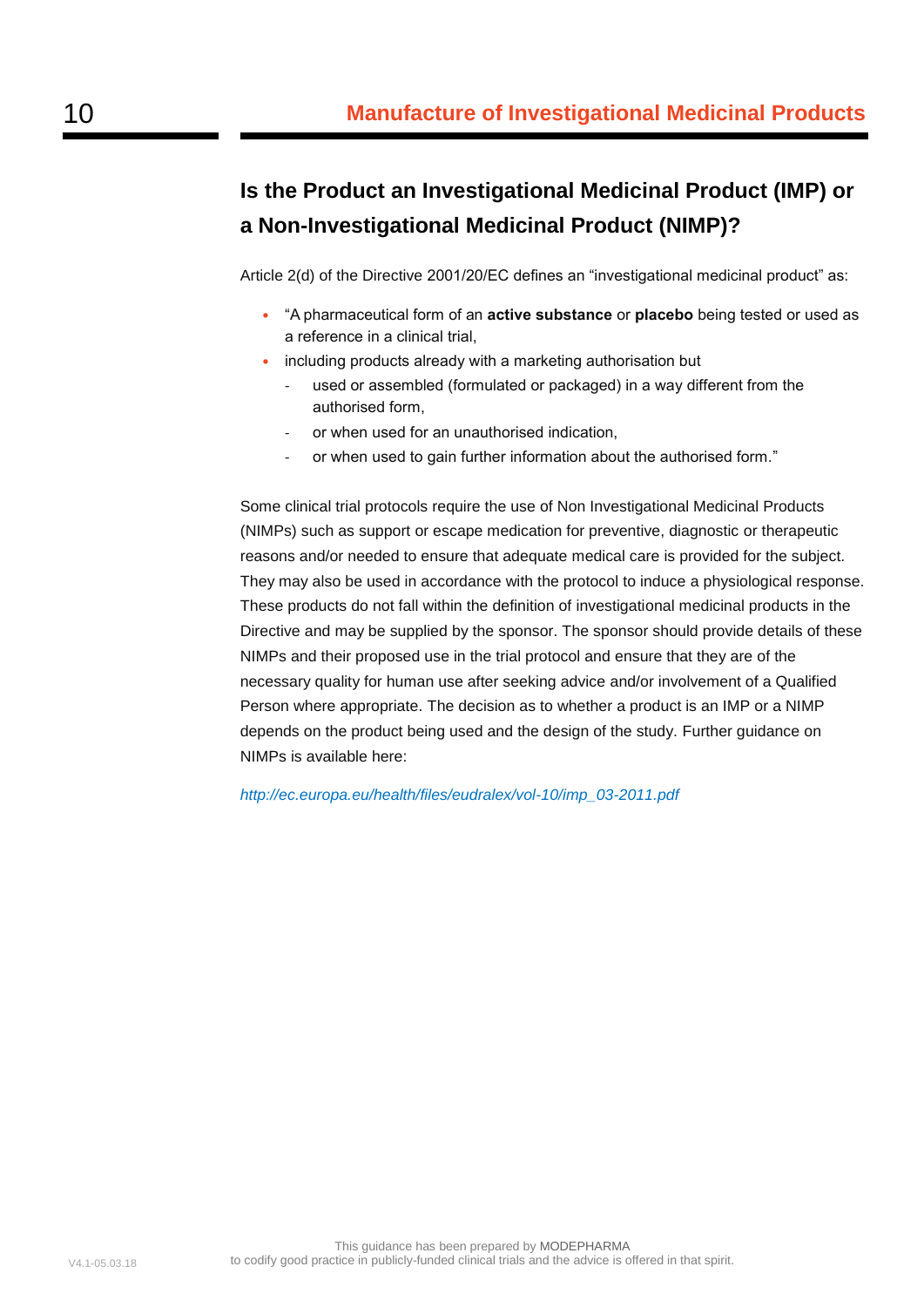## Is the Product an Investigational Medicinal Product (IMP) or a Non-Investigational Medicinal Product (NIMP)?

Article 2(d) of the Directive 2001/20/EC defines an "investigational medicinal product" as:

- "A pharmaceutical form of an **active substance** or **placebo** being tested or used as a reference in a clinical trial,
- including products already with a marketing authorisation but
  - used or assembled (formulated or packaged) in a way different from the authorised form,
  - or when used for an unauthorised indication,
  - or when used to gain further information about the authorised form."

Some clinical trial protocols require the use of Non Investigational Medicinal Products (NIMPs) such as support or escape medication for preventive, diagnostic or therapeutic reasons and/or needed to ensure that adequate medical care is provided for the subject. They may also be used in accordance with the protocol to induce a physiological response. These products do not fall within the definition of investigational medicinal products in the Directive and may be supplied by the sponsor. The sponsor should provide details of these NIMPs and their proposed use in the trial protocol and ensure that they are of the necessary quality for human use after seeking advice and/or involvement of a Qualified Person where appropriate. The decision as to whether a product is an IMP or a NIMP depends on the product being used and the design of the study. Further guidance on NIMPs is available here:

*http://ec.europa.eu/health/files/eudralex/vol-10/imp_03-2011.pdf*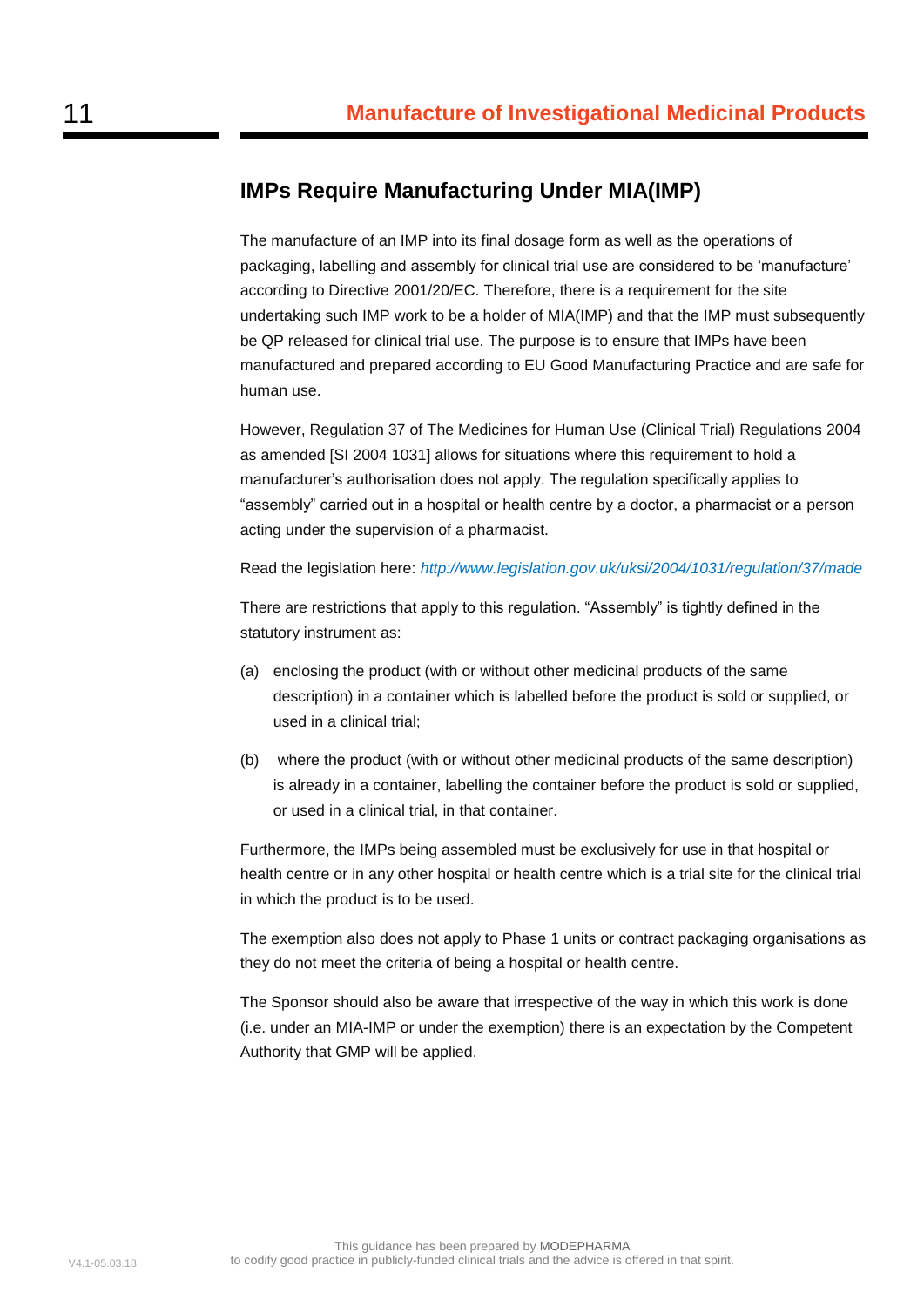# 11 Manufacture of Investigational Medicinal Products

## IMPs Require Manufacturing Under MIA(IMP)

The manufacture of an IMP into its final dosage form as well as the operations of packaging, labelling and assembly for clinical trial use are considered to be 'manufacture' according to Directive 2001/20/EC. Therefore, there is a requirement for the site undertaking such IMP work to be a holder of MIA(IMP) and that the IMP must subsequently be QP released for clinical trial use. The purpose is to ensure that IMPs have been manufactured and prepared according to EU Good Manufacturing Practice and are safe for human use.

However, Regulation 37 of The Medicines for Human Use (Clinical Trial) Regulations 2004 as amended [SI 2004 1031] allows for situations where this requirement to hold a manufacturer's authorisation does not apply. The regulation specifically applies to "assembly" carried out in a hospital or health centre by a doctor, a pharmacist or a person acting under the supervision of a pharmacist.

Read the legislation here: *http://www.legislation.gov.uk/uksi/2004/1031/regulation/37/made*

There are restrictions that apply to this regulation. "Assembly" is tightly defined in the statutory instrument as:

(a) enclosing the product (with or without other medicinal products of the same description) in a container which is labelled before the product is sold or supplied, or used in a clinical trial;

(b) where the product (with or without other medicinal products of the same description) is already in a container, labelling the container before the product is sold or supplied, or used in a clinical trial, in that container.

Furthermore, the IMPs being assembled must be exclusively for use in that hospital or health centre or in any other hospital or health centre which is a trial site for the clinical trial in which the product is to be used.

The exemption also does not apply to Phase 1 units or contract packaging organisations as they do not meet the criteria of being a hospital or health centre.

The Sponsor should also be aware that irrespective of the way in which this work is done (i.e. under an MIA-IMP or under the exemption) there is an expectation by the Competent Authority that GMP will be applied.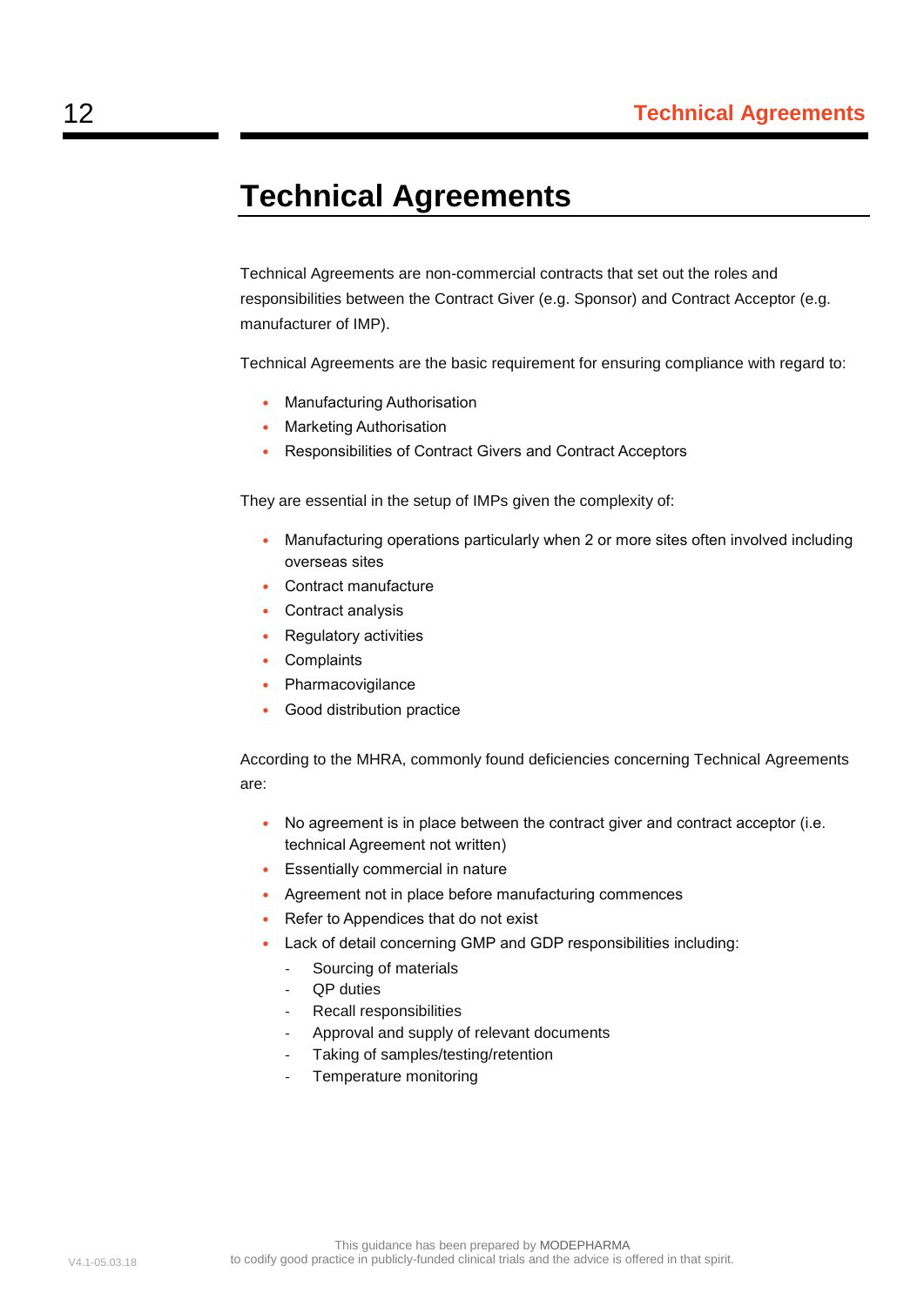# Technical Agreements

Technical Agreements are non-commercial contracts that set out the roles and responsibilities between the Contract Giver (e.g. Sponsor) and Contract Acceptor (e.g. manufacturer of IMP).

Technical Agreements are the basic requirement for ensuring compliance with regard to:

- Manufacturing Authorisation
- Marketing Authorisation
- Responsibilities of Contract Givers and Contract Acceptors

They are essential in the setup of IMPs given the complexity of:

- Manufacturing operations particularly when 2 or more sites often involved including overseas sites
- Contract manufacture
- Contract analysis
- Regulatory activities
- Complaints
- Pharmacovigilance
- Good distribution practice

According to the MHRA, commonly found deficiencies concerning Technical Agreements are:

- No agreement is in place between the contract giver and contract acceptor (i.e. technical Agreement not written)
- Essentially commercial in nature
- Agreement not in place before manufacturing commences
- Refer to Appendices that do not exist
- Lack of detail concerning GMP and GDP responsibilities including:
  - Sourcing of materials
  - QP duties
  - Recall responsibilities
  - Approval and supply of relevant documents
  - Taking of samples/testing/retention
  - Temperature monitoring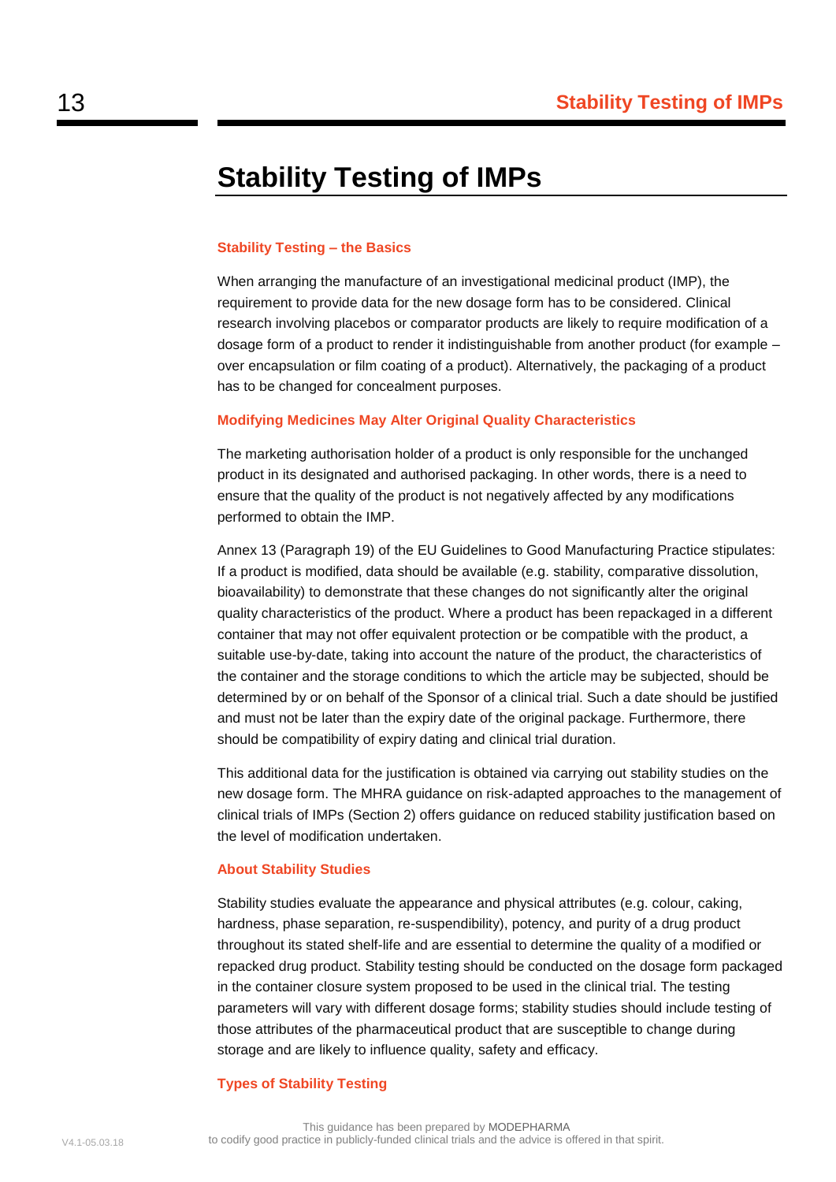# Stability Testing of IMPs

### Stability Testing – the Basics

When arranging the manufacture of an investigational medicinal product (IMP), the requirement to provide data for the new dosage form has to be considered. Clinical research involving placebos or comparator products are likely to require modification of a dosage form of a product to render it indistinguishable from another product (for example – over encapsulation or film coating of a product). Alternatively, the packaging of a product has to be changed for concealment purposes.

### Modifying Medicines May Alter Original Quality Characteristics

The marketing authorisation holder of a product is only responsible for the unchanged product in its designated and authorised packaging. In other words, there is a need to ensure that the quality of the product is not negatively affected by any modifications performed to obtain the IMP.

Annex 13 (Paragraph 19) of the EU Guidelines to Good Manufacturing Practice stipulates: If a product is modified, data should be available (e.g. stability, comparative dissolution, bioavailability) to demonstrate that these changes do not significantly alter the original quality characteristics of the product. Where a product has been repackaged in a different container that may not offer equivalent protection or be compatible with the product, a suitable use-by-date, taking into account the nature of the product, the characteristics of the container and the storage conditions to which the article may be subjected, should be determined by or on behalf of the Sponsor of a clinical trial. Such a date should be justified and must not be later than the expiry date of the original package. Furthermore, there should be compatibility of expiry dating and clinical trial duration.

This additional data for the justification is obtained via carrying out stability studies on the new dosage form. The MHRA guidance on risk-adapted approaches to the management of clinical trials of IMPs (Section 2) offers guidance on reduced stability justification based on the level of modification undertaken.

### About Stability Studies

Stability studies evaluate the appearance and physical attributes (e.g. colour, caking, hardness, phase separation, re-suspendibility), potency, and purity of a drug product throughout its stated shelf-life and are essential to determine the quality of a modified or repacked drug product. Stability testing should be conducted on the dosage form packaged in the container closure system proposed to be used in the clinical trial. The testing parameters will vary with different dosage forms; stability studies should include testing of those attributes of the pharmaceutical product that are susceptible to change during storage and are likely to influence quality, safety and efficacy.

### Types of Stability Testing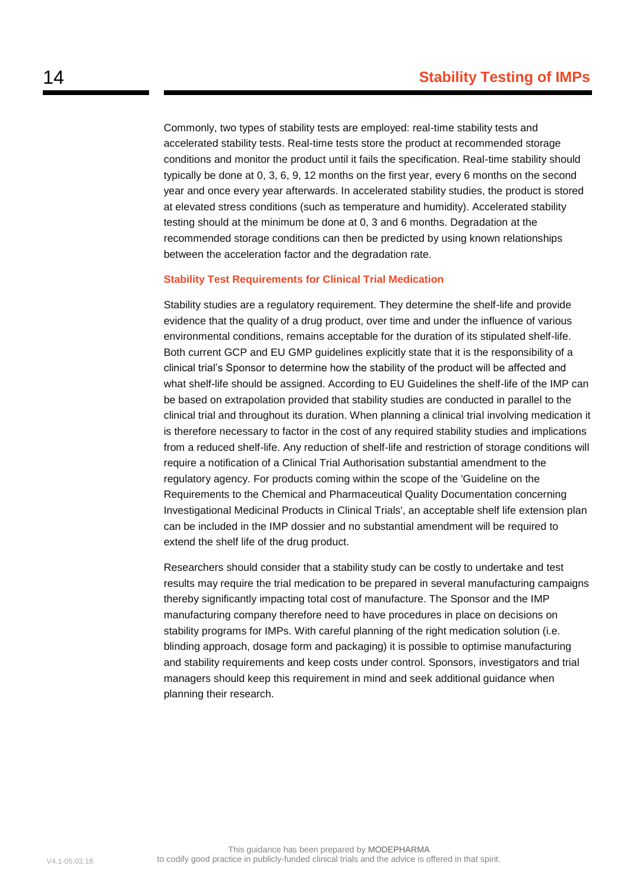Commonly, two types of stability tests are employed: real-time stability tests and accelerated stability tests. Real-time tests store the product at recommended storage conditions and monitor the product until it fails the specification. Real-time stability should typically be done at 0, 3, 6, 9, 12 months on the first year, every 6 months on the second year and once every year afterwards. In accelerated stability studies, the product is stored at elevated stress conditions (such as temperature and humidity). Accelerated stability testing should at the minimum be done at 0, 3 and 6 months. Degradation at the recommended storage conditions can then be predicted by using known relationships between the acceleration factor and the degradation rate.

### Stability Test Requirements for Clinical Trial Medication

Stability studies are a regulatory requirement. They determine the shelf-life and provide evidence that the quality of a drug product, over time and under the influence of various environmental conditions, remains acceptable for the duration of its stipulated shelf-life. Both current GCP and EU GMP guidelines explicitly state that it is the responsibility of a clinical trial's Sponsor to determine how the stability of the product will be affected and what shelf-life should be assigned. According to EU Guidelines the shelf-life of the IMP can be based on extrapolation provided that stability studies are conducted in parallel to the clinical trial and throughout its duration. When planning a clinical trial involving medication it is therefore necessary to factor in the cost of any required stability studies and implications from a reduced shelf-life. Any reduction of shelf-life and restriction of storage conditions will require a notification of a Clinical Trial Authorisation substantial amendment to the regulatory agency. For products coming within the scope of the 'Guideline on the Requirements to the Chemical and Pharmaceutical Quality Documentation concerning Investigational Medicinal Products in Clinical Trials', an acceptable shelf life extension plan can be included in the IMP dossier and no substantial amendment will be required to extend the shelf life of the drug product.

Researchers should consider that a stability study can be costly to undertake and test results may require the trial medication to be prepared in several manufacturing campaigns thereby significantly impacting total cost of manufacture. The Sponsor and the IMP manufacturing company therefore need to have procedures in place on decisions on stability programs for IMPs. With careful planning of the right medication solution (i.e. blinding approach, dosage form and packaging) it is possible to optimise manufacturing and stability requirements and keep costs under control. Sponsors, investigators and trial managers should keep this requirement in mind and seek additional guidance when planning their research.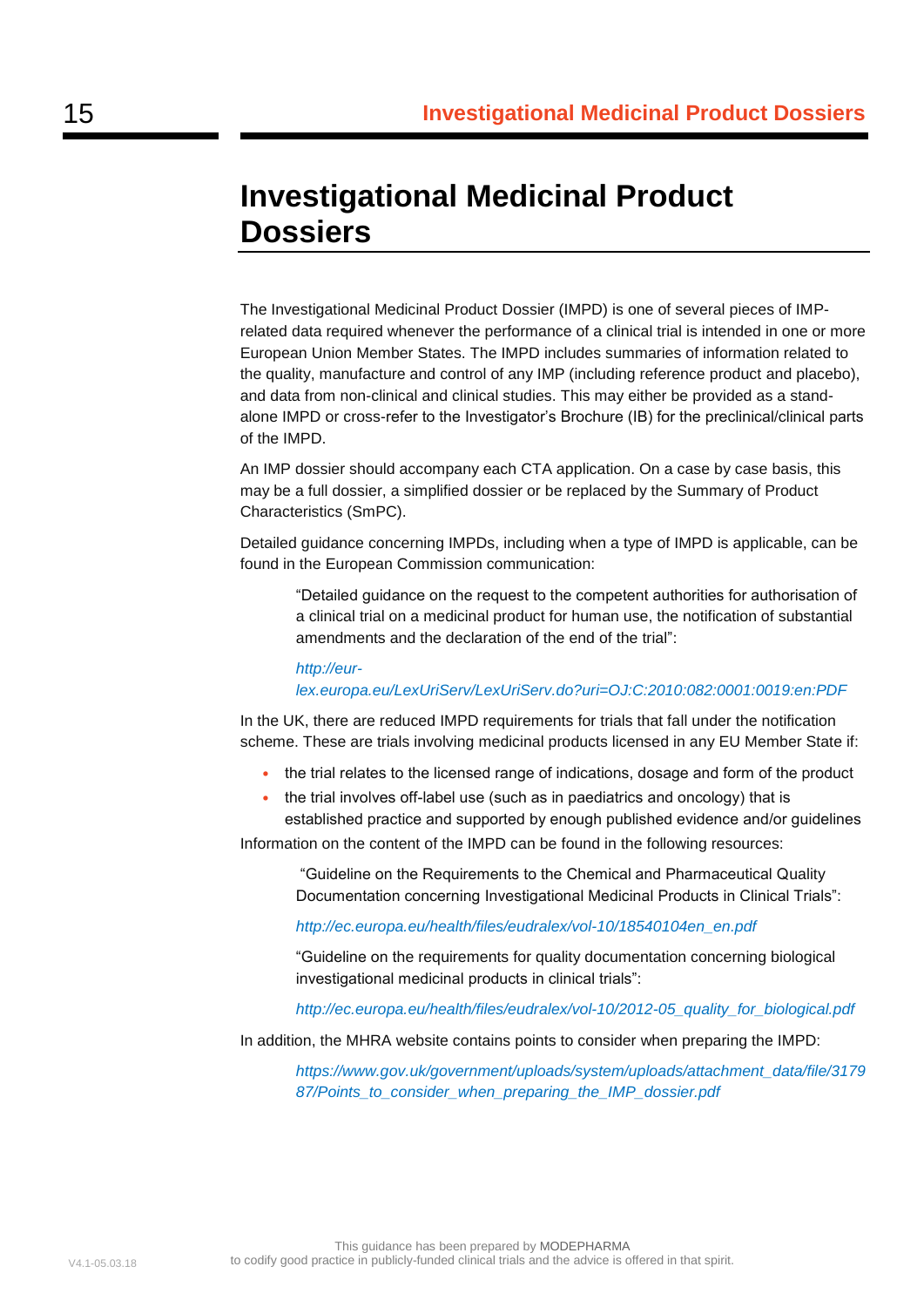# Investigational Medicinal Product Dossiers

The Investigational Medicinal Product Dossier (IMPD) is one of several pieces of IMP-related data required whenever the performance of a clinical trial is intended in one or more European Union Member States. The IMPD includes summaries of information related to the quality, manufacture and control of any IMP (including reference product and placebo), and data from non-clinical and clinical studies. This may either be provided as a stand-alone IMPD or cross-refer to the Investigator's Brochure (IB) for the preclinical/clinical parts of the IMPD.

An IMP dossier should accompany each CTA application. On a case by case basis, this may be a full dossier, a simplified dossier or be replaced by the Summary of Product Characteristics (SmPC).

Detailed guidance concerning IMPDs, including when a type of IMPD is applicable, can be found in the European Commission communication:

> "Detailed guidance on the request to the competent authorities for authorisation of a clinical trial on a medicinal product for human use, the notification of substantial amendments and the declaration of the end of the trial":
>
> *http://eur-lex.europa.eu/LexUriServ/LexUriServ.do?uri=OJ:C:2010:082:0001:0019:en:PDF*

In the UK, there are reduced IMPD requirements for trials that fall under the notification scheme. These are trials involving medicinal products licensed in any EU Member State if:

- the trial relates to the licensed range of indications, dosage and form of the product
- the trial involves off-label use (such as in paediatrics and oncology) that is established practice and supported by enough published evidence and/or guidelines

Information on the content of the IMPD can be found in the following resources:

> "Guideline on the Requirements to the Chemical and Pharmaceutical Quality Documentation concerning Investigational Medicinal Products in Clinical Trials":
>
> *http://ec.europa.eu/health/files/eudralex/vol-10/18540104en_en.pdf*
>
> "Guideline on the requirements for quality documentation concerning biological investigational medicinal products in clinical trials":
>
> *http://ec.europa.eu/health/files/eudralex/vol-10/2012-05_quality_for_biological.pdf*

In addition, the MHRA website contains points to consider when preparing the IMPD:

> *https://www.gov.uk/government/uploads/system/uploads/attachment_data/file/317987/Points_to_consider_when_preparing_the_IMP_dossier.pdf*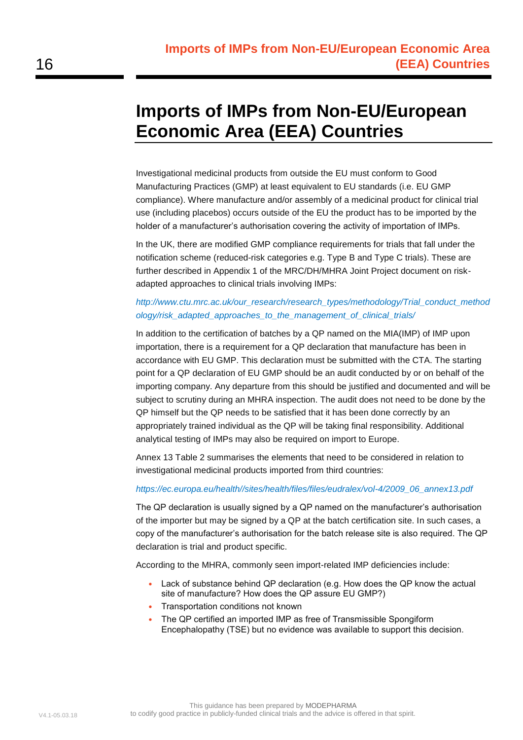# Imports of IMPs from Non-EU/European Economic Area (EEA) Countries

Investigational medicinal products from outside the EU must conform to Good Manufacturing Practices (GMP) at least equivalent to EU standards (i.e. EU GMP compliance). Where manufacture and/or assembly of a medicinal product for clinical trial use (including placebos) occurs outside of the EU the product has to be imported by the holder of a manufacturer's authorisation covering the activity of importation of IMPs.

In the UK, there are modified GMP compliance requirements for trials that fall under the notification scheme (reduced-risk categories e.g. Type B and Type C trials). These are further described in Appendix 1 of the MRC/DH/MHRA Joint Project document on risk-adapted approaches to clinical trials involving IMPs:

*http://www.ctu.mrc.ac.uk/our_research/research_types/methodology/Trial_conduct_methodology/risk_adapted_approaches_to_the_management_of_clinical_trials/*

In addition to the certification of batches by a QP named on the MIA(IMP) of IMP upon importation, there is a requirement for a QP declaration that manufacture has been in accordance with EU GMP. This declaration must be submitted with the CTA. The starting point for a QP declaration of EU GMP should be an audit conducted by or on behalf of the importing company. Any departure from this should be justified and documented and will be subject to scrutiny during an MHRA inspection. The audit does not need to be done by the QP himself but the QP needs to be satisfied that it has been done correctly by an appropriately trained individual as the QP will be taking final responsibility. Additional analytical testing of IMPs may also be required on import to Europe.

Annex 13 Table 2 summarises the elements that need to be considered in relation to investigational medicinal products imported from third countries:

*https://ec.europa.eu/health//sites/health/files/files/eudralex/vol-4/2009_06_annex13.pdf*

The QP declaration is usually signed by a QP named on the manufacturer's authorisation of the importer but may be signed by a QP at the batch certification site. In such cases, a copy of the manufacturer's authorisation for the batch release site is also required. The QP declaration is trial and product specific.

According to the MHRA, commonly seen import-related IMP deficiencies include:

- Lack of substance behind QP declaration (e.g. How does the QP know the actual site of manufacture? How does the QP assure EU GMP?)
- Transportation conditions not known
- The QP certified an imported IMP as free of Transmissible Spongiform Encephalopathy (TSE) but no evidence was available to support this decision.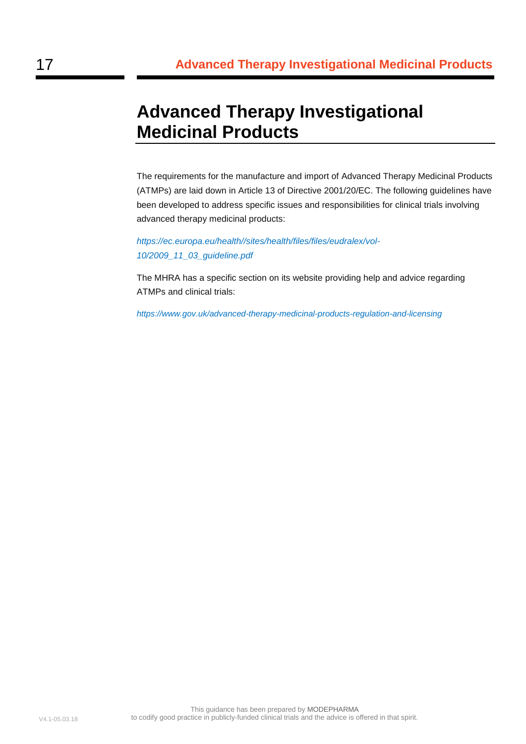# Advanced Therapy Investigational Medicinal Products

The requirements for the manufacture and import of Advanced Therapy Medicinal Products (ATMPs) are laid down in Article 13 of Directive 2001/20/EC. The following guidelines have been developed to address specific issues and responsibilities for clinical trials involving advanced therapy medicinal products:

*https://ec.europa.eu/health//sites/health/files/files/eudralex/vol-10/2009_11_03_guideline.pdf*

The MHRA has a specific section on its website providing help and advice regarding ATMPs and clinical trials:

*https://www.gov.uk/advanced-therapy-medicinal-products-regulation-and-licensing*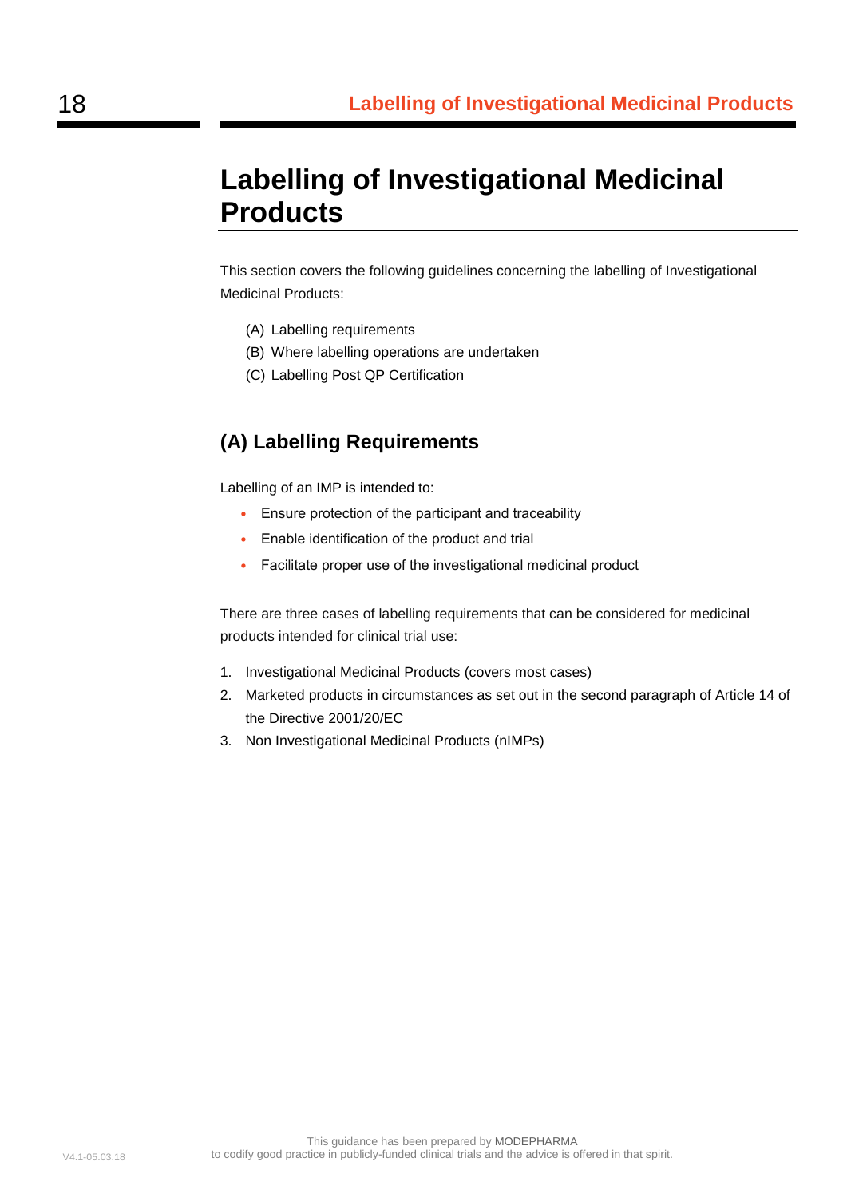# Labelling of Investigational Medicinal Products

This section covers the following guidelines concerning the labelling of Investigational Medicinal Products:

(A) Labelling requirements
(B) Where labelling operations are undertaken
(C) Labelling Post QP Certification

## (A) Labelling Requirements

Labelling of an IMP is intended to:

- Ensure protection of the participant and traceability
- Enable identification of the product and trial
- Facilitate proper use of the investigational medicinal product

There are three cases of labelling requirements that can be considered for medicinal products intended for clinical trial use:

1. Investigational Medicinal Products (covers most cases)
2. Marketed products in circumstances as set out in the second paragraph of Article 14 of the Directive 2001/20/EC
3. Non Investigational Medicinal Products (nIMPs)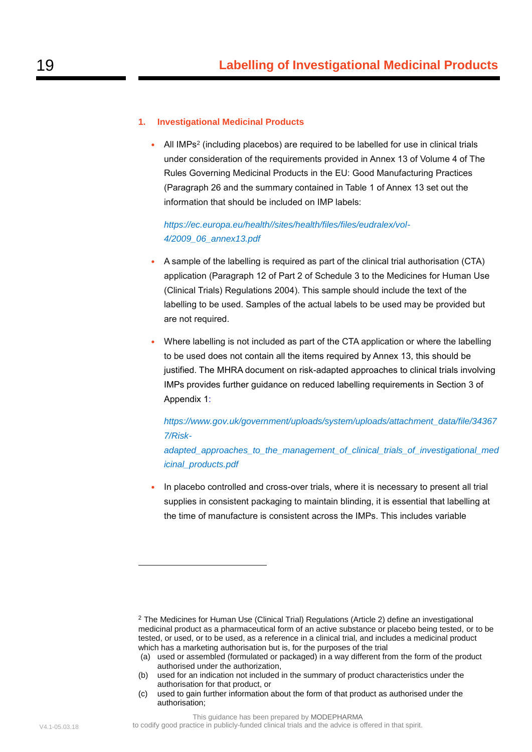## 1. Investigational Medicinal Products

- All IMPs[2] (including placebos) are required to be labelled for use in clinical trials under consideration of the requirements provided in Annex 13 of Volume 4 of The Rules Governing Medicinal Products in the EU: Good Manufacturing Practices (Paragraph 26 and the summary contained in Table 1 of Annex 13 set out the information that should be included on IMP labels:

  *https://ec.europa.eu/health//sites/health/files/files/eudralex/vol-4/2009_06_annex13.pdf*

- A sample of the labelling is required as part of the clinical trial authorisation (CTA) application (Paragraph 12 of Part 2 of Schedule 3 to the Medicines for Human Use (Clinical Trials) Regulations 2004). This sample should include the text of the labelling to be used. Samples of the actual labels to be used may be provided but are not required.

- Where labelling is not included as part of the CTA application or where the labelling to be used does not contain all the items required by Annex 13, this should be justified. The MHRA document on risk-adapted approaches to clinical trials involving IMPs provides further guidance on reduced labelling requirements in Section 3 of Appendix 1:

  *https://www.gov.uk/government/uploads/system/uploads/attachment_data/file/343677/Risk-adapted_approaches_to_the_management_of_clinical_trials_of_investigational_medicinal_products.pdf*

- In placebo controlled and cross-over trials, where it is necessary to present all trial supplies in consistent packaging to maintain blinding, it is essential that labelling at the time of manufacture is consistent across the IMPs. This includes variable

---

[2] The Medicines for Human Use (Clinical Trial) Regulations (Article 2) define an investigational medicinal product as a pharmaceutical form of an active substance or placebo being tested, or to be tested, or used, or to be used, as a reference in a clinical trial, and includes a medicinal product which has a marketing authorisation but is, for the purposes of the trial

(a) used or assembled (formulated or packaged) in a way different from the form of the product authorised under the authorization,

(b) used for an indication not included in the summary of product characteristics under the authorisation for that product, or

(c) used to gain further information about the form of that product as authorised under the authorisation;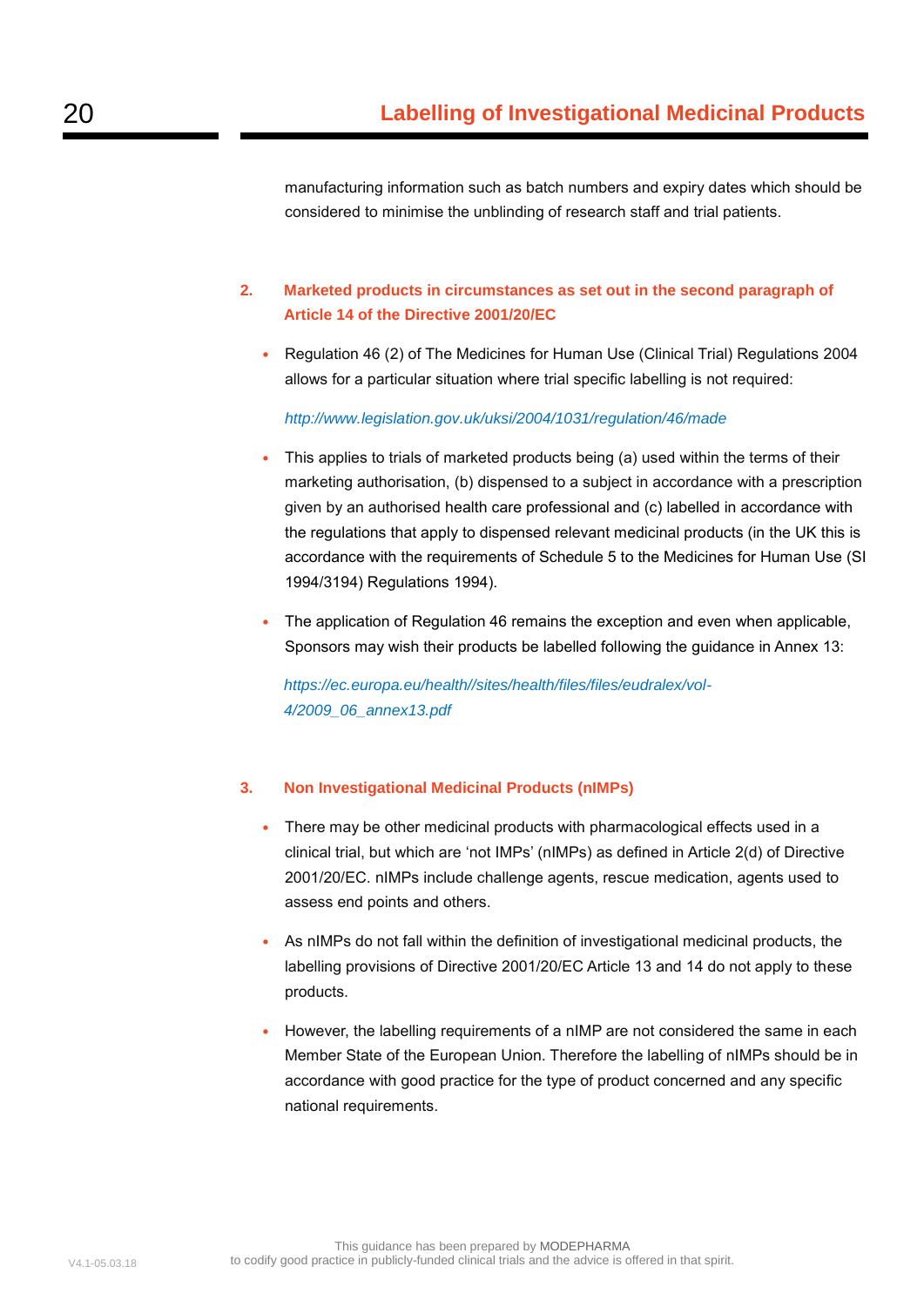manufacturing information such as batch numbers and expiry dates which should be considered to minimise the unblinding of research staff and trial patients.

## 2. Marketed products in circumstances as set out in the second paragraph of Article 14 of the Directive 2001/20/EC

- Regulation 46 (2) of The Medicines for Human Use (Clinical Trial) Regulations 2004 allows for a particular situation where trial specific labelling is not required:

  *http://www.legislation.gov.uk/uksi/2004/1031/regulation/46/made*

- This applies to trials of marketed products being (a) used within the terms of their marketing authorisation, (b) dispensed to a subject in accordance with a prescription given by an authorised health care professional and (c) labelled in accordance with the regulations that apply to dispensed relevant medicinal products (in the UK this is accordance with the requirements of Schedule 5 to the Medicines for Human Use (SI 1994/3194) Regulations 1994).

- The application of Regulation 46 remains the exception and even when applicable, Sponsors may wish their products be labelled following the guidance in Annex 13:

  *https://ec.europa.eu/health//sites/health/files/files/eudralex/vol-4/2009_06_annex13.pdf*

## 3. Non Investigational Medicinal Products (nIMPs)

- There may be other medicinal products with pharmacological effects used in a clinical trial, but which are 'not IMPs' (nIMPs) as defined in Article 2(d) of Directive 2001/20/EC. nIMPs include challenge agents, rescue medication, agents used to assess end points and others.

- As nIMPs do not fall within the definition of investigational medicinal products, the labelling provisions of Directive 2001/20/EC Article 13 and 14 do not apply to these products.

- However, the labelling requirements of a nIMP are not considered the same in each Member State of the European Union. Therefore the labelling of nIMPs should be in accordance with good practice for the type of product concerned and any specific national requirements.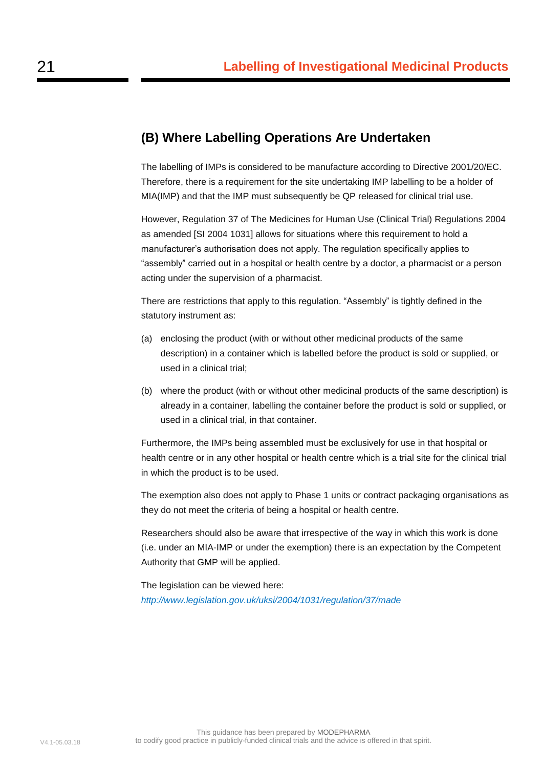## (B) Where Labelling Operations Are Undertaken

The labelling of IMPs is considered to be manufacture according to Directive 2001/20/EC. Therefore, there is a requirement for the site undertaking IMP labelling to be a holder of MIA(IMP) and that the IMP must subsequently be QP released for clinical trial use.

However, Regulation 37 of The Medicines for Human Use (Clinical Trial) Regulations 2004 as amended [SI 2004 1031] allows for situations where this requirement to hold a manufacturer's authorisation does not apply. The regulation specifically applies to "assembly" carried out in a hospital or health centre by a doctor, a pharmacist or a person acting under the supervision of a pharmacist.

There are restrictions that apply to this regulation. "Assembly" is tightly defined in the statutory instrument as:

(a) enclosing the product (with or without other medicinal products of the same description) in a container which is labelled before the product is sold or supplied, or used in a clinical trial;

(b) where the product (with or without other medicinal products of the same description) is already in a container, labelling the container before the product is sold or supplied, or used in a clinical trial, in that container.

Furthermore, the IMPs being assembled must be exclusively for use in that hospital or health centre or in any other hospital or health centre which is a trial site for the clinical trial in which the product is to be used.

The exemption also does not apply to Phase 1 units or contract packaging organisations as they do not meet the criteria of being a hospital or health centre.

Researchers should also be aware that irrespective of the way in which this work is done (i.e. under an MIA-IMP or under the exemption) there is an expectation by the Competent Authority that GMP will be applied.

The legislation can be viewed here:
*http://www.legislation.gov.uk/uksi/2004/1031/regulation/37/made*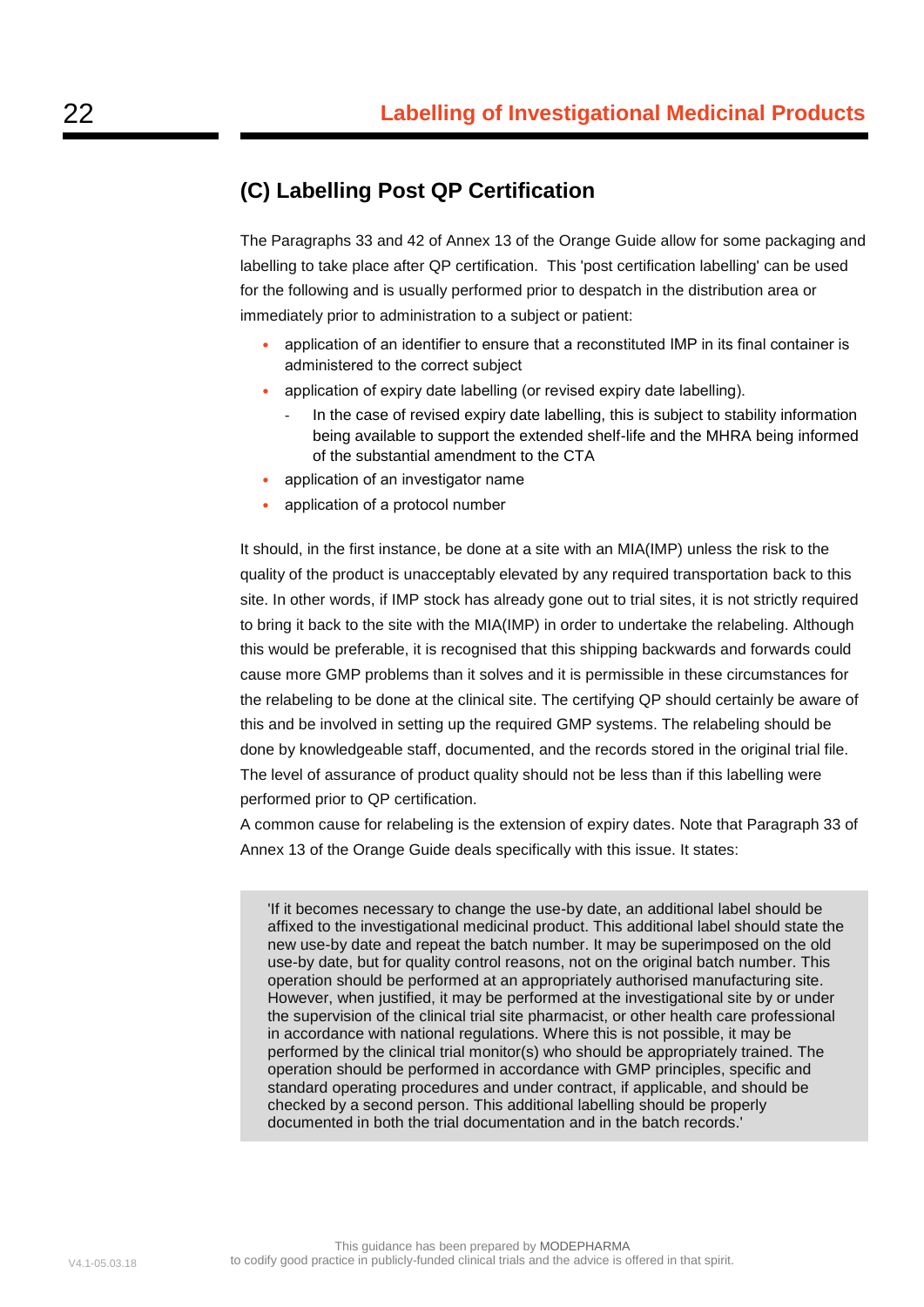## (C) Labelling Post QP Certification

The Paragraphs 33 and 42 of Annex 13 of the Orange Guide allow for some packaging and labelling to take place after QP certification. This 'post certification labelling' can be used for the following and is usually performed prior to despatch in the distribution area or immediately prior to administration to a subject or patient:

- application of an identifier to ensure that a reconstituted IMP in its final container is administered to the correct subject
- application of expiry date labelling (or revised expiry date labelling).
  - In the case of revised expiry date labelling, this is subject to stability information being available to support the extended shelf-life and the MHRA being informed of the substantial amendment to the CTA
- application of an investigator name
- application of a protocol number

It should, in the first instance, be done at a site with an MIA(IMP) unless the risk to the quality of the product is unacceptably elevated by any required transportation back to this site. In other words, if IMP stock has already gone out to trial sites, it is not strictly required to bring it back to the site with the MIA(IMP) in order to undertake the relabeling. Although this would be preferable, it is recognised that this shipping backwards and forwards could cause more GMP problems than it solves and it is permissible in these circumstances for the relabeling to be done at the clinical site. The certifying QP should certainly be aware of this and be involved in setting up the required GMP systems. The relabeling should be done by knowledgeable staff, documented, and the records stored in the original trial file. The level of assurance of product quality should not be less than if this labelling were performed prior to QP certification.

A common cause for relabeling is the extension of expiry dates. Note that Paragraph 33 of Annex 13 of the Orange Guide deals specifically with this issue. It states:

> 'If it becomes necessary to change the use-by date, an additional label should be affixed to the investigational medicinal product. This additional label should state the new use-by date and repeat the batch number. It may be superimposed on the old use-by date, but for quality control reasons, not on the original batch number. This operation should be performed at an appropriately authorised manufacturing site. However, when justified, it may be performed at the investigational site by or under the supervision of the clinical trial site pharmacist, or other health care professional in accordance with national regulations. Where this is not possible, it may be performed by the clinical trial monitor(s) who should be appropriately trained. The operation should be performed in accordance with GMP principles, specific and standard operating procedures and under contract, if applicable, and should be checked by a second person. This additional labelling should be properly documented in both the trial documentation and in the batch records.'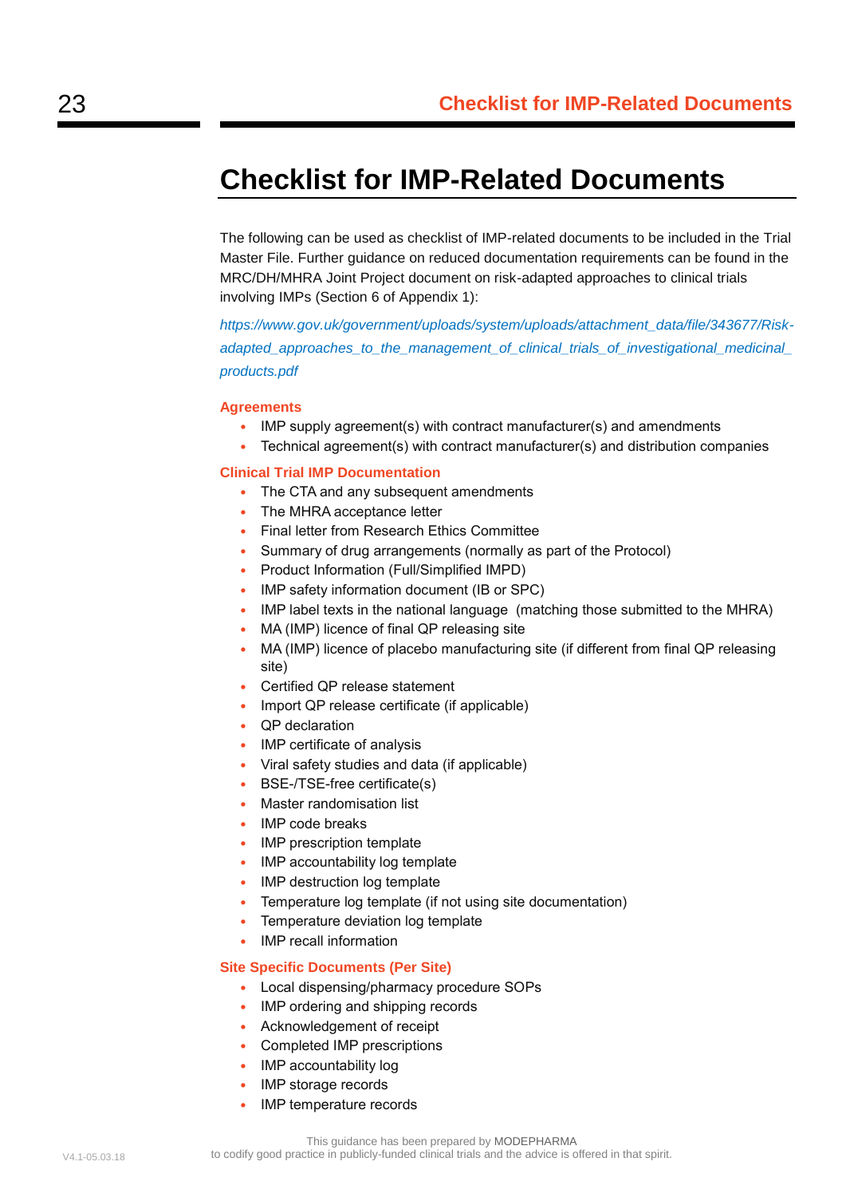# Checklist for IMP-Related Documents

The following can be used as checklist of IMP-related documents to be included in the Trial Master File. Further guidance on reduced documentation requirements can be found in the MRC/DH/MHRA Joint Project document on risk-adapted approaches to clinical trials involving IMPs (Section 6 of Appendix 1):

*https://www.gov.uk/government/uploads/system/uploads/attachment_data/file/343677/Risk-adapted_approaches_to_the_management_of_clinical_trials_of_investigational_medicinal_products.pdf*

### Agreements

- IMP supply agreement(s) with contract manufacturer(s) and amendments
- Technical agreement(s) with contract manufacturer(s) and distribution companies

### Clinical Trial IMP Documentation

- The CTA and any subsequent amendments
- The MHRA acceptance letter
- Final letter from Research Ethics Committee
- Summary of drug arrangements (normally as part of the Protocol)
- Product Information (Full/Simplified IMPD)
- IMP safety information document (IB or SPC)
- IMP label texts in the national language (matching those submitted to the MHRA)
- MA (IMP) licence of final QP releasing site
- MA (IMP) licence of placebo manufacturing site (if different from final QP releasing site)
- Certified QP release statement
- Import QP release certificate (if applicable)
- QP declaration
- IMP certificate of analysis
- Viral safety studies and data (if applicable)
- BSE-/TSE-free certificate(s)
- Master randomisation list
- IMP code breaks
- IMP prescription template
- IMP accountability log template
- IMP destruction log template
- Temperature log template (if not using site documentation)
- Temperature deviation log template
- IMP recall information

### Site Specific Documents (Per Site)

- Local dispensing/pharmacy procedure SOPs
- IMP ordering and shipping records
- Acknowledgement of receipt
- Completed IMP prescriptions
- IMP accountability log
- IMP storage records
- IMP temperature records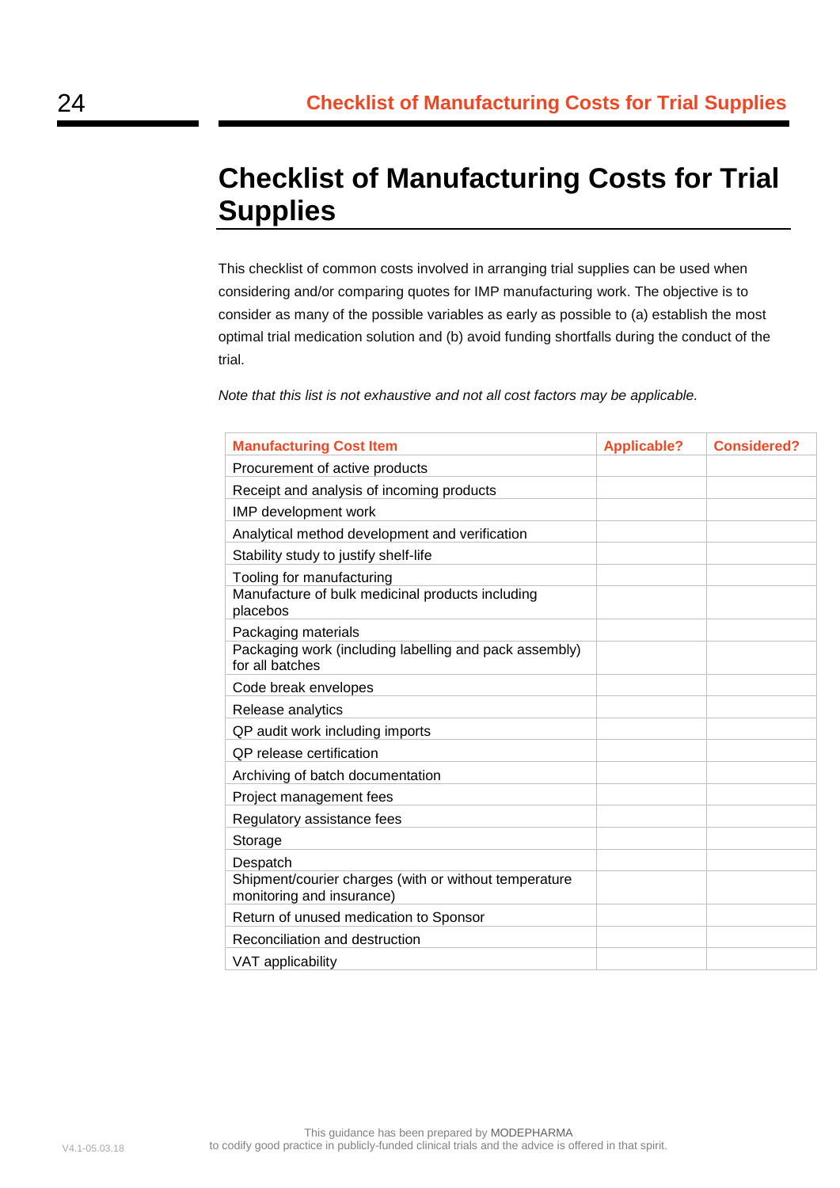# Checklist of Manufacturing Costs for Trial Supplies

This checklist of common costs involved in arranging trial supplies can be used when considering and/or comparing quotes for IMP manufacturing work. The objective is to consider as many of the possible variables as early as possible to (a) establish the most optimal trial medication solution and (b) avoid funding shortfalls during the conduct of the trial.

*Note that this list is not exhaustive and not all cost factors may be applicable.*

| Manufacturing Cost Item | Applicable? | Considered? |
|---|---|---|
| Procurement of active products | | |
| Receipt and analysis of incoming products | | |
| IMP development work | | |
| Analytical method development and verification | | |
| Stability study to justify shelf-life | | |
| Tooling for manufacturing | | |
| Manufacture of bulk medicinal products including placebos | | |
| Packaging materials | | |
| Packaging work (including labelling and pack assembly) for all batches | | |
| Code break envelopes | | |
| Release analytics | | |
| QP audit work including imports | | |
| QP release certification | | |
| Archiving of batch documentation | | |
| Project management fees | | |
| Regulatory assistance fees | | |
| Storage | | |
| Despatch | | |
| Shipment/courier charges (with or without temperature monitoring and insurance) | | |
| Return of unused medication to Sponsor | | |
| Reconciliation and destruction | | |
| VAT applicability | | |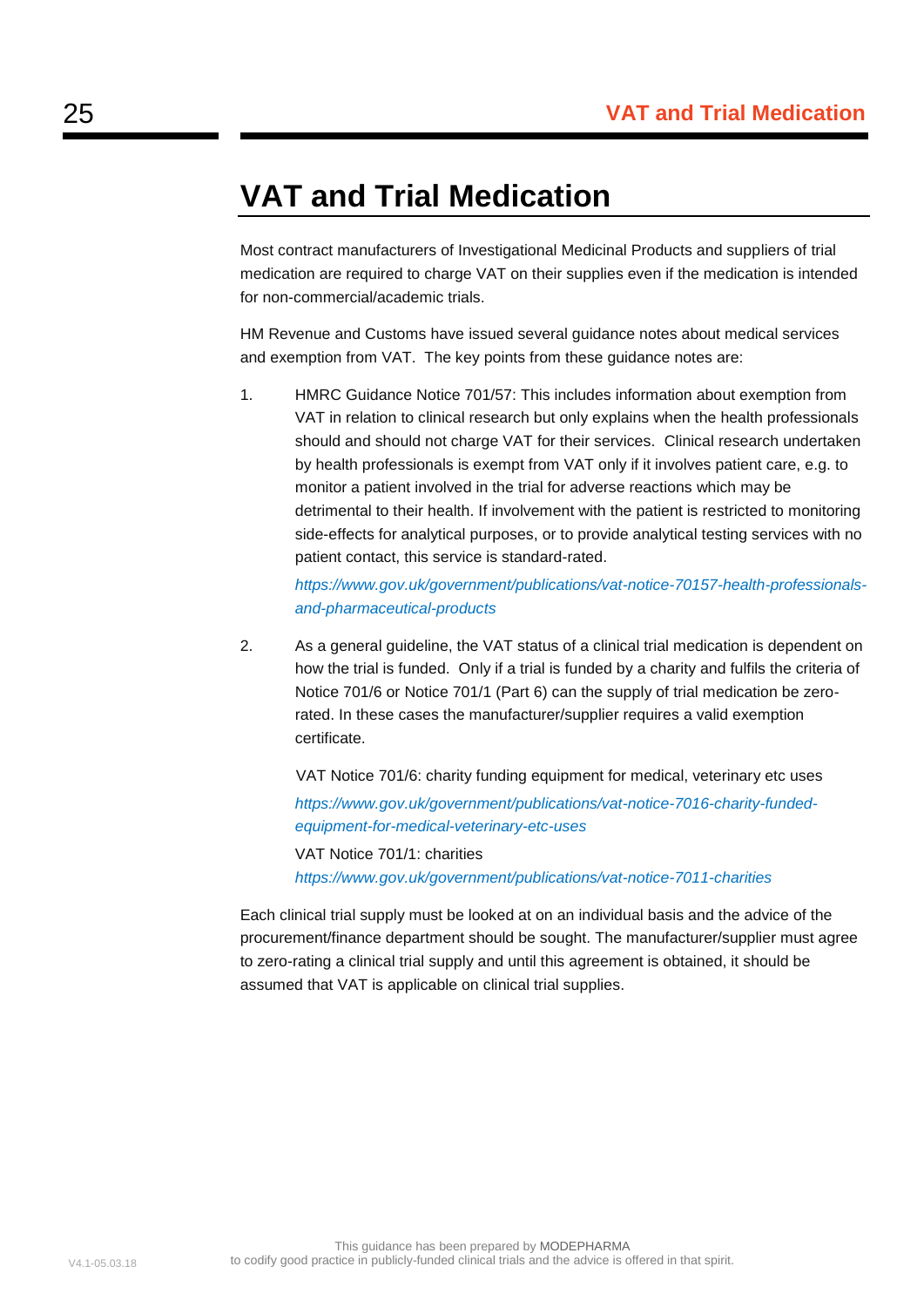# VAT and Trial Medication

Most contract manufacturers of Investigational Medicinal Products and suppliers of trial medication are required to charge VAT on their supplies even if the medication is intended for non-commercial/academic trials.

HM Revenue and Customs have issued several guidance notes about medical services and exemption from VAT. The key points from these guidance notes are:

1. HMRC Guidance Notice 701/57: This includes information about exemption from VAT in relation to clinical research but only explains when the health professionals should and should not charge VAT for their services. Clinical research undertaken by health professionals is exempt from VAT only if it involves patient care, e.g. to monitor a patient involved in the trial for adverse reactions which may be detrimental to their health. If involvement with the patient is restricted to monitoring side-effects for analytical purposes, or to provide analytical testing services with no patient contact, this service is standard-rated.

   *https://www.gov.uk/government/publications/vat-notice-70157-health-professionals-and-pharmaceutical-products*

2. As a general guideline, the VAT status of a clinical trial medication is dependent on how the trial is funded. Only if a trial is funded by a charity and fulfils the criteria of Notice 701/6 or Notice 701/1 (Part 6) can the supply of trial medication be zero-rated. In these cases the manufacturer/supplier requires a valid exemption certificate.

   VAT Notice 701/6: charity funding equipment for medical, veterinary etc uses

   *https://www.gov.uk/government/publications/vat-notice-7016-charity-funded-equipment-for-medical-veterinary-etc-uses*

   VAT Notice 701/1: charities

   *https://www.gov.uk/government/publications/vat-notice-7011-charities*

Each clinical trial supply must be looked at on an individual basis and the advice of the procurement/finance department should be sought. The manufacturer/supplier must agree to zero-rating a clinical trial supply and until this agreement is obtained, it should be assumed that VAT is applicable on clinical trial supplies.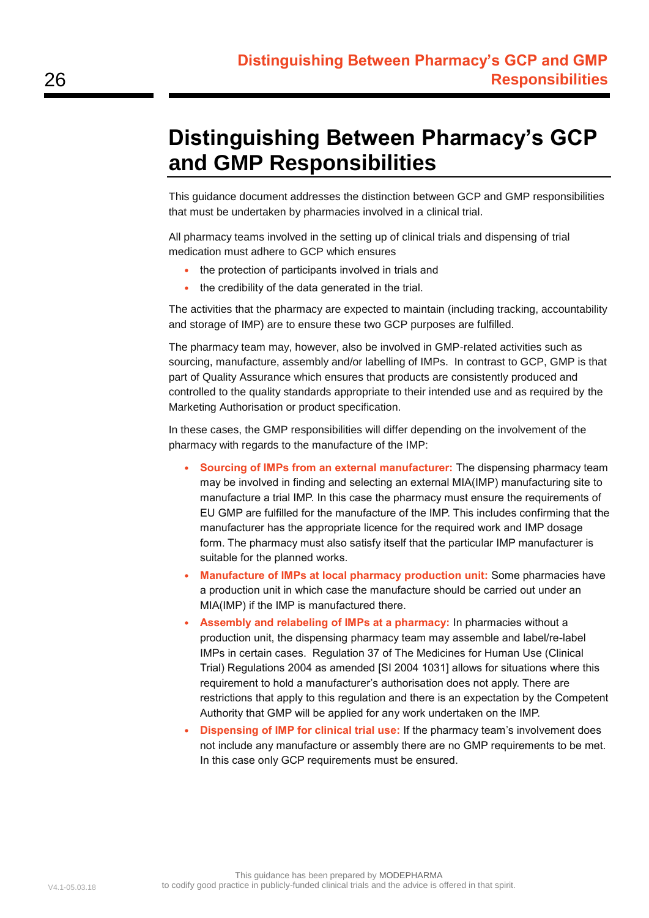# Distinguishing Between Pharmacy's GCP and GMP Responsibilities

This guidance document addresses the distinction between GCP and GMP responsibilities that must be undertaken by pharmacies involved in a clinical trial.

All pharmacy teams involved in the setting up of clinical trials and dispensing of trial medication must adhere to GCP which ensures

- the protection of participants involved in trials and
- the credibility of the data generated in the trial.

The activities that the pharmacy are expected to maintain (including tracking, accountability and storage of IMP) are to ensure these two GCP purposes are fulfilled.

The pharmacy team may, however, also be involved in GMP-related activities such as sourcing, manufacture, assembly and/or labelling of IMPs. In contrast to GCP, GMP is that part of Quality Assurance which ensures that products are consistently produced and controlled to the quality standards appropriate to their intended use and as required by the Marketing Authorisation or product specification.

In these cases, the GMP responsibilities will differ depending on the involvement of the pharmacy with regards to the manufacture of the IMP:

- **Sourcing of IMPs from an external manufacturer:** The dispensing pharmacy team may be involved in finding and selecting an external MIA(IMP) manufacturing site to manufacture a trial IMP. In this case the pharmacy must ensure the requirements of EU GMP are fulfilled for the manufacture of the IMP. This includes confirming that the manufacturer has the appropriate licence for the required work and IMP dosage form. The pharmacy must also satisfy itself that the particular IMP manufacturer is suitable for the planned works.
- **Manufacture of IMPs at local pharmacy production unit:** Some pharmacies have a production unit in which case the manufacture should be carried out under an MIA(IMP) if the IMP is manufactured there.
- **Assembly and relabeling of IMPs at a pharmacy:** In pharmacies without a production unit, the dispensing pharmacy team may assemble and label/re-label IMPs in certain cases. Regulation 37 of The Medicines for Human Use (Clinical Trial) Regulations 2004 as amended [SI 2004 1031] allows for situations where this requirement to hold a manufacturer's authorisation does not apply. There are restrictions that apply to this regulation and there is an expectation by the Competent Authority that GMP will be applied for any work undertaken on the IMP.
- **Dispensing of IMP for clinical trial use:** If the pharmacy team's involvement does not include any manufacture or assembly there are no GMP requirements to be met. In this case only GCP requirements must be ensured.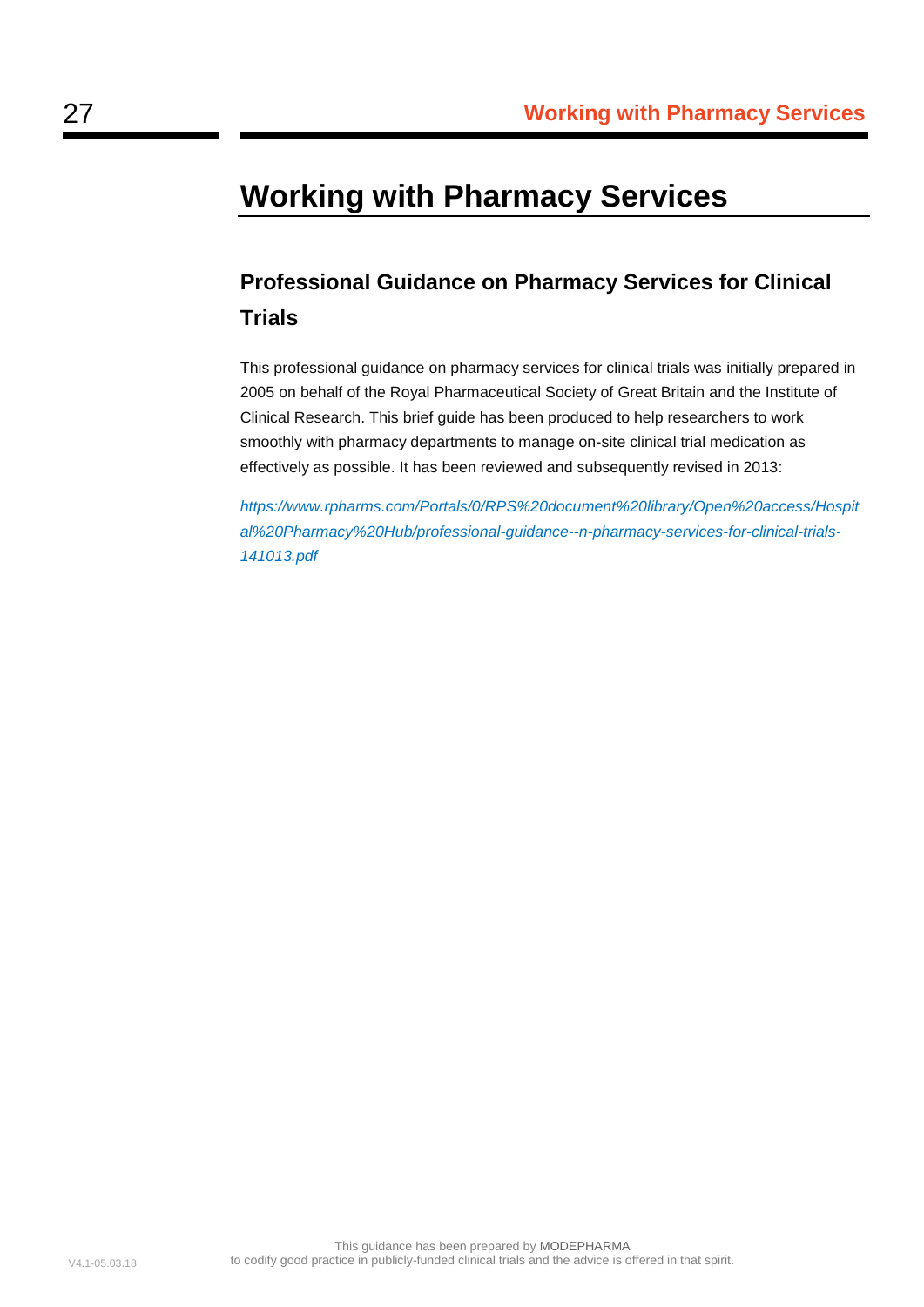# Working with Pharmacy Services

## Professional Guidance on Pharmacy Services for Clinical Trials

This professional guidance on pharmacy services for clinical trials was initially prepared in 2005 on behalf of the Royal Pharmaceutical Society of Great Britain and the Institute of Clinical Research. This brief guide has been produced to help researchers to work smoothly with pharmacy departments to manage on-site clinical trial medication as effectively as possible. It has been reviewed and subsequently revised in 2013:

*https://www.rpharms.com/Portals/0/RPS%20document%20library/Open%20access/Hospital%20Pharmacy%20Hub/professional-guidance--n-pharmacy-services-for-clinical-trials-141013.pdf*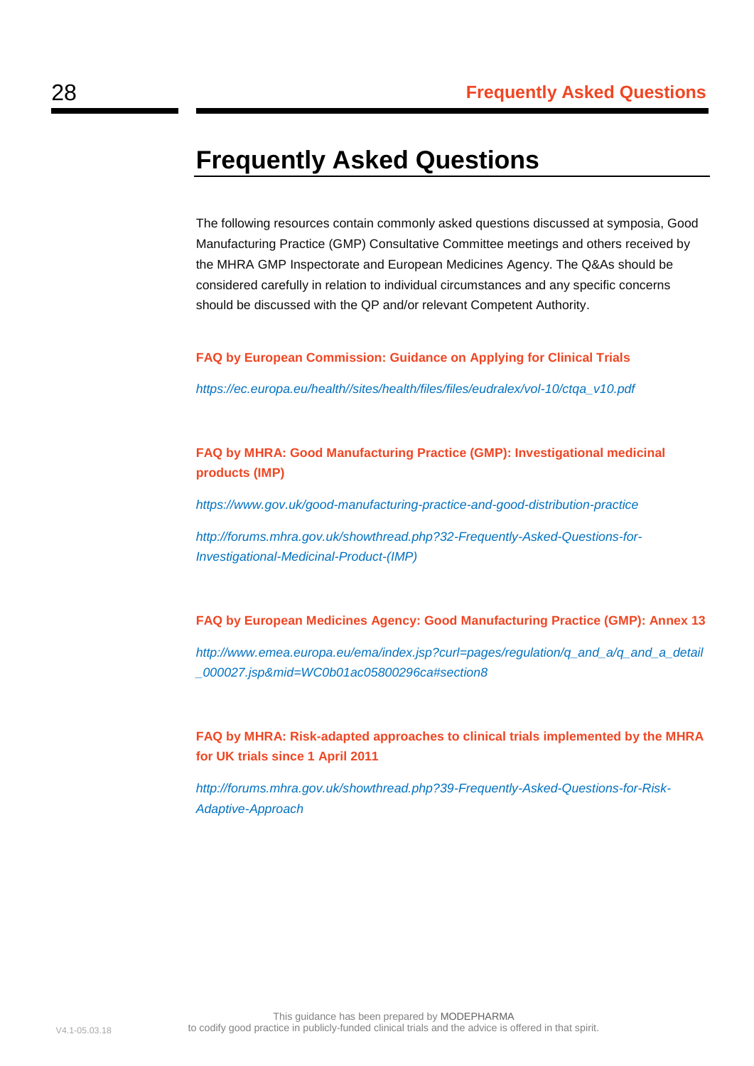# Frequently Asked Questions

The following resources contain commonly asked questions discussed at symposia, Good Manufacturing Practice (GMP) Consultative Committee meetings and others received by the MHRA GMP Inspectorate and European Medicines Agency. The Q&As should be considered carefully in relation to individual circumstances and any specific concerns should be discussed with the QP and/or relevant Competent Authority.

**FAQ by European Commission: Guidance on Applying for Clinical Trials**

*https://ec.europa.eu/health//sites/health/files/files/eudralex/vol-10/ctqa_v10.pdf*

**FAQ by MHRA: Good Manufacturing Practice (GMP): Investigational medicinal products (IMP)**

*https://www.gov.uk/good-manufacturing-practice-and-good-distribution-practice*

*http://forums.mhra.gov.uk/showthread.php?32-Frequently-Asked-Questions-for-Investigational-Medicinal-Product-(IMP)*

**FAQ by European Medicines Agency: Good Manufacturing Practice (GMP): Annex 13**

*http://www.emea.europa.eu/ema/index.jsp?curl=pages/regulation/q_and_a/q_and_a_detail_000027.jsp&mid=WC0b01ac05800296ca#section8*

**FAQ by MHRA: Risk-adapted approaches to clinical trials implemented by the MHRA for UK trials since 1 April 2011**

*http://forums.mhra.gov.uk/showthread.php?39-Frequently-Asked-Questions-for-Risk-Adaptive-Approach*

This guidance has been prepared by MODEPHARMA
to codify good practice in publicly-funded clinical trials and the advice is offered in that spirit.